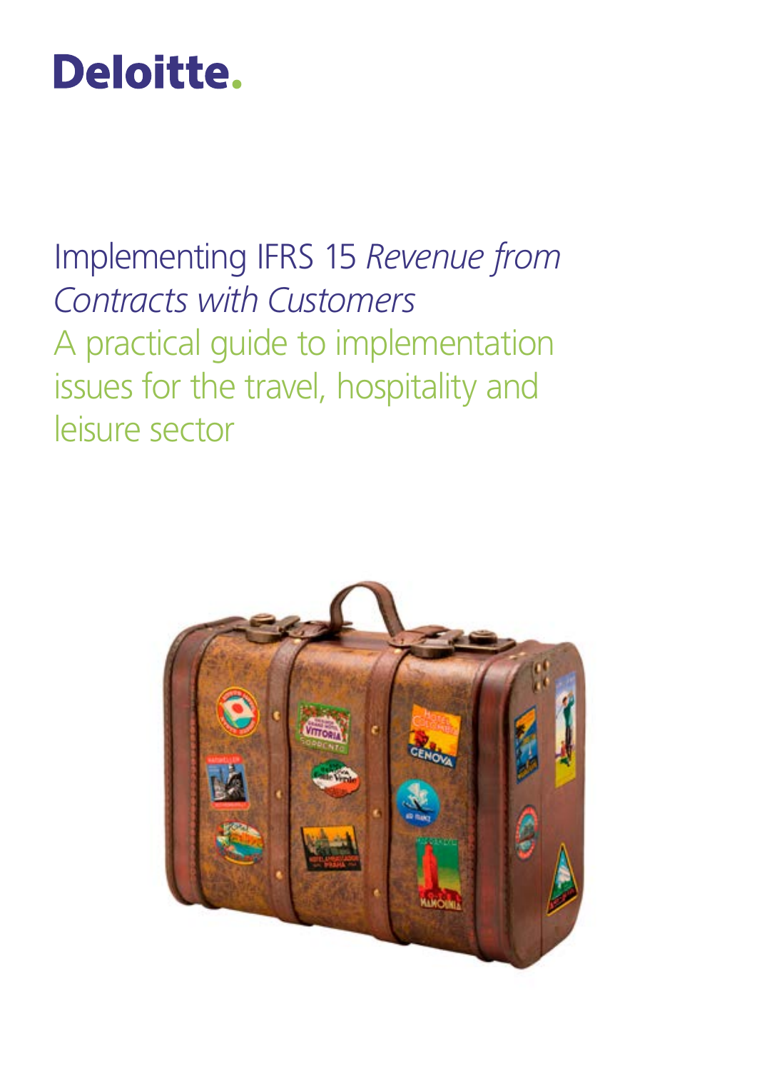Deloitte.

# Implementing IFRS 15 *Revenue from Contracts with Customers*

## A practical guide to implementation issues for the travel, hospitality and leisure sector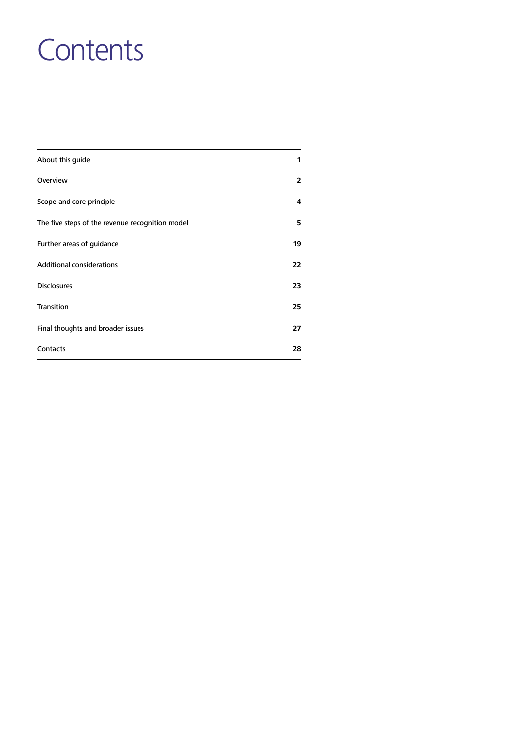# Contents

| | |
|---|---|
| About this guide | **1** |
| Overview | **2** |
| Scope and core principle | **4** |
| The five steps of the revenue recognition model | **5** |
| Further areas of guidance | **19** |
| Additional considerations | **22** |
| Disclosures | **23** |
| Transition | **25** |
| Final thoughts and broader issues | **27** |
| Contacts | **28** |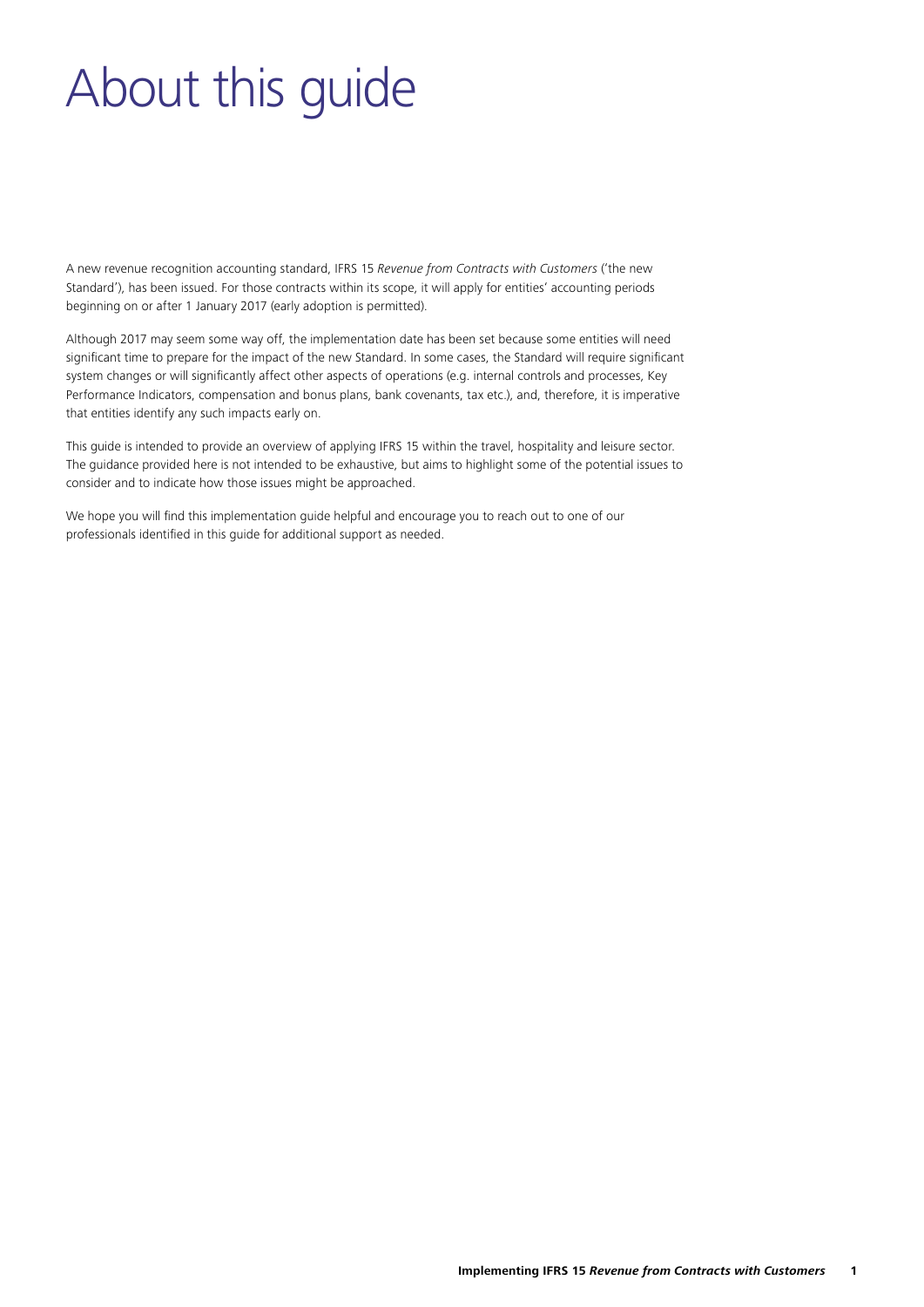# About this guide

A new revenue recognition accounting standard, IFRS 15 *Revenue from Contracts with Customers* ('the new Standard'), has been issued. For those contracts within its scope, it will apply for entities' accounting periods beginning on or after 1 January 2017 (early adoption is permitted).

Although 2017 may seem some way off, the implementation date has been set because some entities will need significant time to prepare for the impact of the new Standard. In some cases, the Standard will require significant system changes or will significantly affect other aspects of operations (e.g. internal controls and processes, Key Performance Indicators, compensation and bonus plans, bank covenants, tax etc.), and, therefore, it is imperative that entities identify any such impacts early on.

This guide is intended to provide an overview of applying IFRS 15 within the travel, hospitality and leisure sector. The guidance provided here is not intended to be exhaustive, but aims to highlight some of the potential issues to consider and to indicate how those issues might be approached.

We hope you will find this implementation guide helpful and encourage you to reach out to one of our professionals identified in this guide for additional support as needed.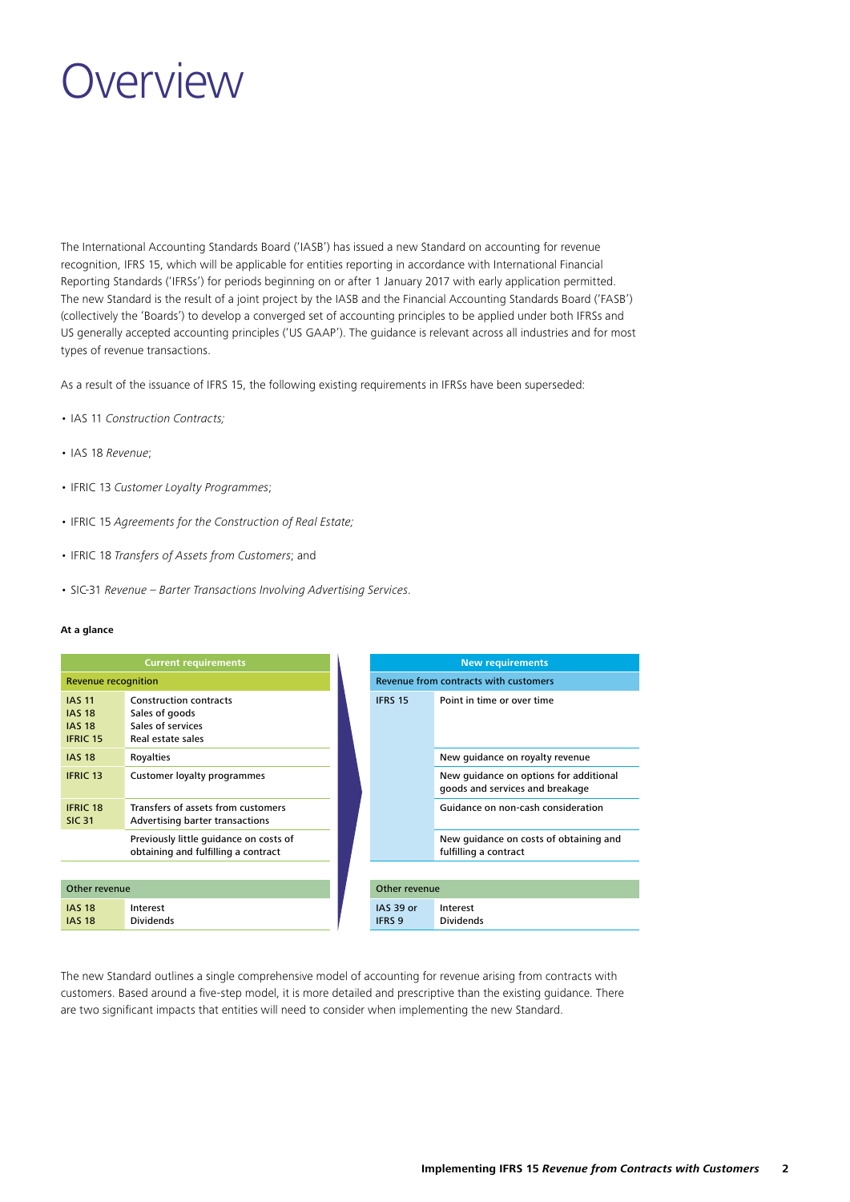# Overview

The International Accounting Standards Board ('IASB') has issued a new Standard on accounting for revenue recognition, IFRS 15, which will be applicable for entities reporting in accordance with International Financial Reporting Standards ('IFRSs') for periods beginning on or after 1 January 2017 with early application permitted. The new Standard is the result of a joint project by the IASB and the Financial Accounting Standards Board ('FASB') (collectively the 'Boards') to develop a converged set of accounting principles to be applied under both IFRSs and US generally accepted accounting principles ('US GAAP'). The guidance is relevant across all industries and for most types of revenue transactions.

As a result of the issuance of IFRS 15, the following existing requirements in IFRSs have been superseded:

- IAS 11 *Construction Contracts;*
- IAS 18 *Revenue*;
- IFRIC 13 *Customer Loyalty Programmes*;
- IFRIC 15 *Agreements for the Construction of Real Estate;*
- IFRIC 18 *Transfers of Assets from Customers*; and
- SIC-31 *Revenue – Barter Transactions Involving Advertising Services*.

**At a glance**

| Current requirements | | New requirements | |
|---|---|---|---|
| **Revenue recognition** | | **Revenue from contracts with customers** | |
| **IAS 11**<br>**IAS 18**<br>**IAS 18**<br>**IFRIC 15** | Construction contracts<br>Sales of goods<br>Sales of services<br>Real estate sales | **IFRS 15** | Point in time or over time |
| **IAS 18** | Royalties | | New guidance on royalty revenue |
| **IFRIC 13** | Customer loyalty programmes | | New guidance on options for additional goods and services and breakage |
| **IFRIC 18**<br>**SIC 31** | Transfers of assets from customers<br>Advertising barter transactions | | Guidance on non-cash consideration |
| | Previously little guidance on costs of obtaining and fulfilling a contract | | New guidance on costs of obtaining and fulfilling a contract |
| **Other revenue** | | **Other revenue** | |
| **IAS 18**<br>**IAS 18** | Interest<br>Dividends | IAS 39 or<br>IFRS 9 | Interest<br>Dividends |

The new Standard outlines a single comprehensive model of accounting for revenue arising from contracts with customers. Based around a five-step model, it is more detailed and prescriptive than the existing guidance. There are two significant impacts that entities will need to consider when implementing the new Standard.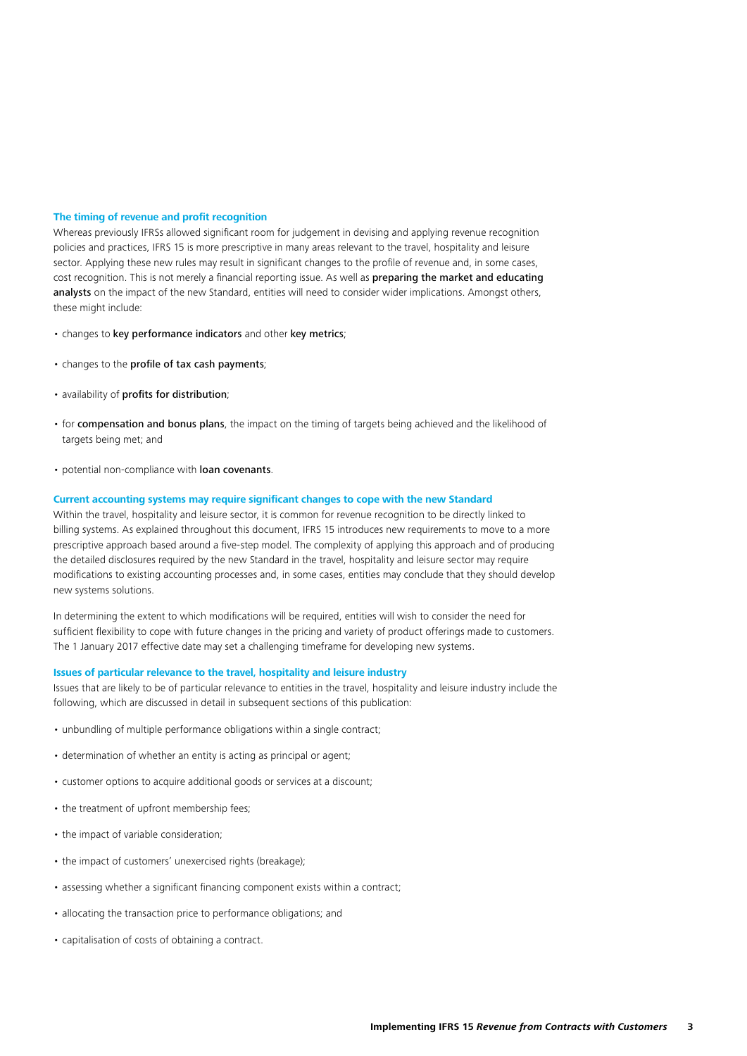### The timing of revenue and profit recognition

Whereas previously IFRSs allowed significant room for judgement in devising and applying revenue recognition policies and practices, IFRS 15 is more prescriptive in many areas relevant to the travel, hospitality and leisure sector. Applying these new rules may result in significant changes to the profile of revenue and, in some cases, cost recognition. This is not merely a financial reporting issue. As well as **preparing the market and educating analysts** on the impact of the new Standard, entities will need to consider wider implications. Amongst others, these might include:

- changes to **key performance indicators** and other **key metrics**;
- changes to the **profile of tax cash payments**;
- availability of **profits for distribution**;
- for **compensation and bonus plans**, the impact on the timing of targets being achieved and the likelihood of targets being met; and
- potential non-compliance with **loan covenants**.

### Current accounting systems may require significant changes to cope with the new Standard

Within the travel, hospitality and leisure sector, it is common for revenue recognition to be directly linked to billing systems. As explained throughout this document, IFRS 15 introduces new requirements to move to a more prescriptive approach based around a five-step model. The complexity of applying this approach and of producing the detailed disclosures required by the new Standard in the travel, hospitality and leisure sector may require modifications to existing accounting processes and, in some cases, entities may conclude that they should develop new systems solutions.

In determining the extent to which modifications will be required, entities will wish to consider the need for sufficient flexibility to cope with future changes in the pricing and variety of product offerings made to customers. The 1 January 2017 effective date may set a challenging timeframe for developing new systems.

### Issues of particular relevance to the travel, hospitality and leisure industry

Issues that are likely to be of particular relevance to entities in the travel, hospitality and leisure industry include the following, which are discussed in detail in subsequent sections of this publication:

- unbundling of multiple performance obligations within a single contract;
- determination of whether an entity is acting as principal or agent;
- customer options to acquire additional goods or services at a discount;
- the treatment of upfront membership fees;
- the impact of variable consideration;
- the impact of customers' unexercised rights (breakage);
- assessing whether a significant financing component exists within a contract;
- allocating the transaction price to performance obligations; and
- capitalisation of costs of obtaining a contract.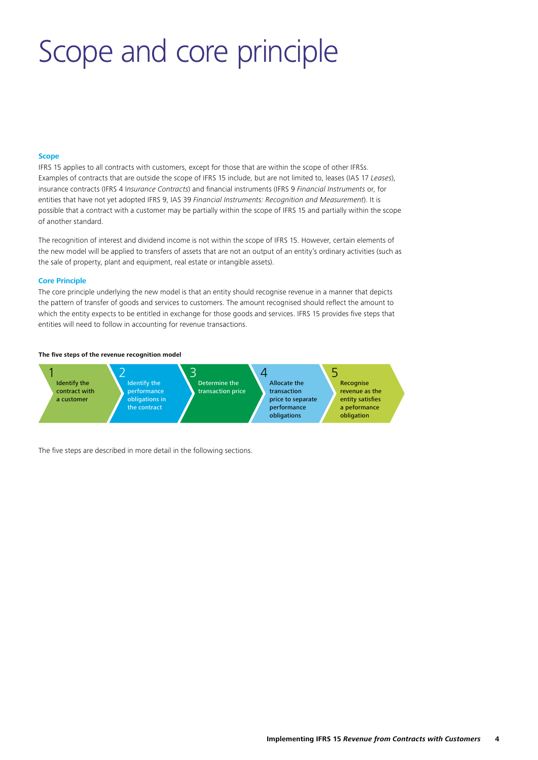# Scope and core principle

### Scope

IFRS 15 applies to all contracts with customers, except for those that are within the scope of other IFRSs. Examples of contracts that are outside the scope of IFRS 15 include, but are not limited to, leases (IAS 17 *Leases*), insurance contracts (IFRS 4 I*nsurance Contracts*) and financial instruments (IFRS 9 *Financial Instruments* or, for entities that have not yet adopted IFRS 9, IAS 39 *Financial Instruments: Recognition and Measurement*). It is possible that a contract with a customer may be partially within the scope of IFRS 15 and partially within the scope of another standard.

The recognition of interest and dividend income is not within the scope of IFRS 15. However, certain elements of the new model will be applied to transfers of assets that are not an output of an entity's ordinary activities (such as the sale of property, plant and equipment, real estate or intangible assets).

### Core Principle

The core principle underlying the new model is that an entity should recognise revenue in a manner that depicts the pattern of transfer of goods and services to customers. The amount recognised should reflect the amount to which the entity expects to be entitled in exchange for those goods and services. IFRS 15 provides five steps that entities will need to follow in accounting for revenue transactions.

**The five steps of the revenue recognition model**

1. Identify the contract with a customer
2. Identify the performance obligations in the contract
3. Determine the transaction price
4. Allocate the transaction price to separate performance obligations
5. Recognise revenue as the entity satisfies a peformance obligation

The five steps are described in more detail in the following sections.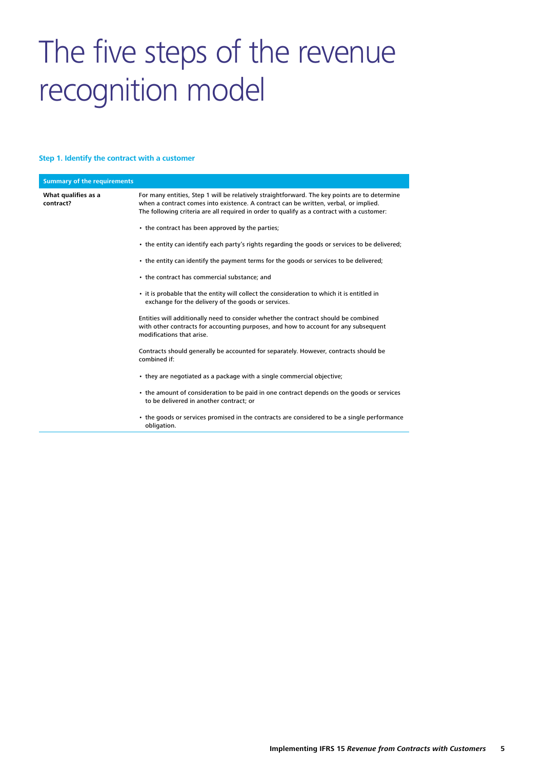# The five steps of the revenue recognition model

### Step 1. Identify the contract with a customer

| Summary of the requirements | |
|---|---|
| **What qualifies as a contract?** | For many entities, Step 1 will be relatively straightforward. The key points are to determine when a contract comes into existence. A contract can be written, verbal, or implied. The following criteria are all required in order to qualify as a contract with a customer:<br><br>• the contract has been approved by the parties;<br><br>• the entity can identify each party's rights regarding the goods or services to be delivered;<br><br>• the entity can identify the payment terms for the goods or services to be delivered;<br><br>• the contract has commercial substance; and<br><br>• it is probable that the entity will collect the consideration to which it is entitled in exchange for the delivery of the goods or services.<br><br>Entities will additionally need to consider whether the contract should be combined with other contracts for accounting purposes, and how to account for any subsequent modifications that arise.<br><br>Contracts should generally be accounted for separately. However, contracts should be combined if:<br><br>• they are negotiated as a package with a single commercial objective;<br><br>• the amount of consideration to be paid in one contract depends on the goods or services to be delivered in another contract; or<br><br>• the goods or services promised in the contracts are considered to be a single performance obligation. |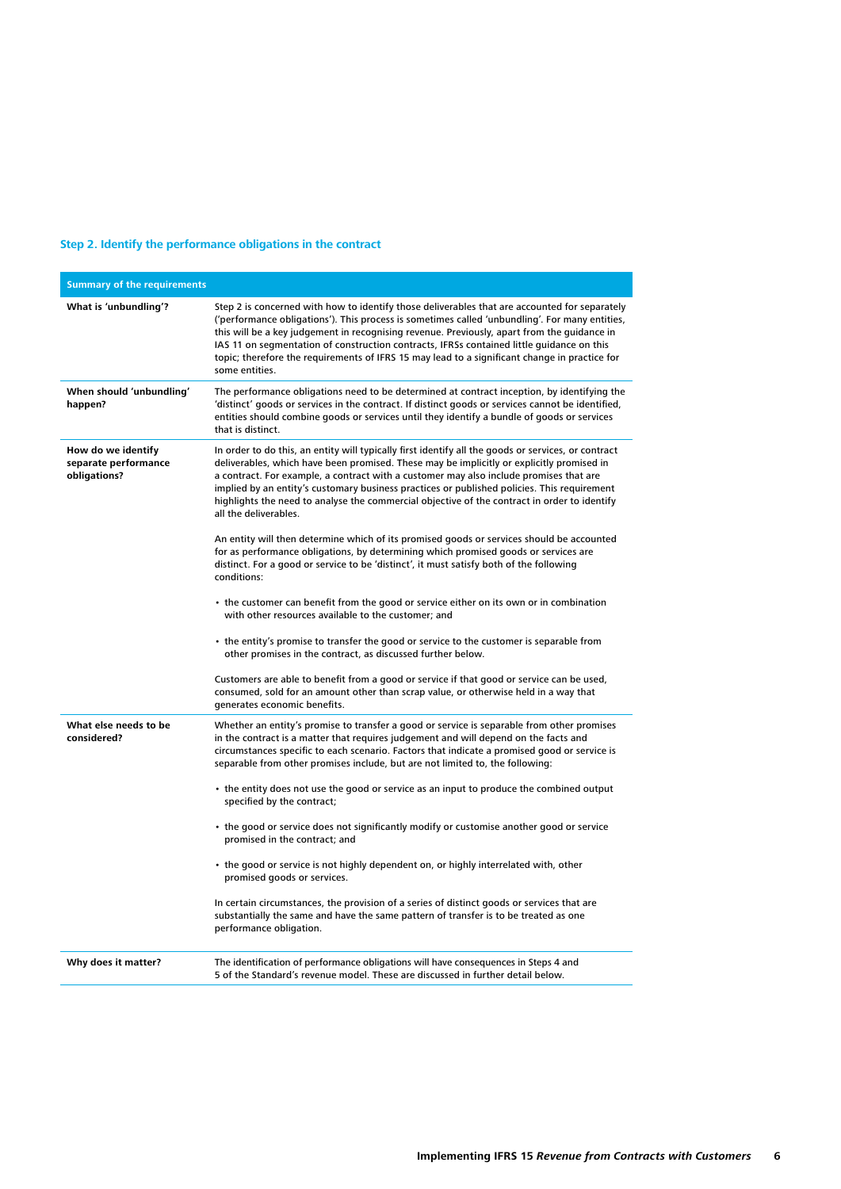## Step 2. Identify the performance obligations in the contract

| Summary of the requirements | |
|---|---|
| **What is 'unbundling'?** | Step 2 is concerned with how to identify those deliverables that are accounted for separately ('performance obligations'). This process is sometimes called 'unbundling'. For many entities, this will be a key judgement in recognising revenue. Previously, apart from the guidance in IAS 11 on segmentation of construction contracts, IFRSs contained little guidance on this topic; therefore the requirements of IFRS 15 may lead to a significant change in practice for some entities. |
| **When should 'unbundling' happen?** | The performance obligations need to be determined at contract inception, by identifying the 'distinct' goods or services in the contract. If distinct goods or services cannot be identified, entities should combine goods or services until they identify a bundle of goods or services that is distinct. |
| **How do we identify separate performance obligations?** | In order to do this, an entity will typically first identify all the goods or services, or contract deliverables, which have been promised. These may be implicitly or explicitly promised in a contract. For example, a contract with a customer may also include promises that are implied by an entity's customary business practices or published policies. This requirement highlights the need to analyse the commercial objective of the contract in order to identify all the deliverables.<br><br>An entity will then determine which of its promised goods or services should be accounted for as performance obligations, by determining which promised goods or services are distinct. For a good or service to be 'distinct', it must satisfy both of the following conditions:<br><br>• the customer can benefit from the good or service either on its own or in combination with other resources available to the customer; and<br><br>• the entity's promise to transfer the good or service to the customer is separable from other promises in the contract, as discussed further below.<br><br>Customers are able to benefit from a good or service if that good or service can be used, consumed, sold for an amount other than scrap value, or otherwise held in a way that generates economic benefits. |
| **What else needs to be considered?** | Whether an entity's promise to transfer a good or service is separable from other promises in the contract is a matter that requires judgement and will depend on the facts and circumstances specific to each scenario. Factors that indicate a promised good or service is separable from other promises include, but are not limited to, the following:<br><br>• the entity does not use the good or service as an input to produce the combined output specified by the contract;<br><br>• the good or service does not significantly modify or customise another good or service promised in the contract; and<br><br>• the good or service is not highly dependent on, or highly interrelated with, other promised goods or services.<br><br>In certain circumstances, the provision of a series of distinct goods or services that are substantially the same and have the same pattern of transfer is to be treated as one performance obligation. |
| **Why does it matter?** | The identification of performance obligations will have consequences in Steps 4 and 5 of the Standard's revenue model. These are discussed in further detail below. |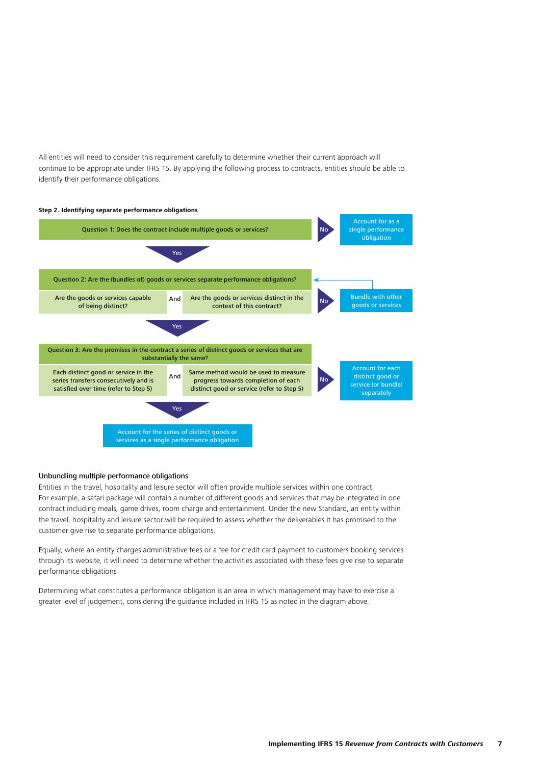All entities will need to consider this requirement carefully to determine whether their current approach will continue to be appropriate under IFRS 15. By applying the following process to contracts, entities should be able to identify their performance obligations.

**Step 2. Identifying separate performance obligations**

Question 1: Does the contract include multiple goods or services?

- No → Account for as a single performance obligation
- Yes ↓

Question 2: Are the (bundles of) goods or services separate performance obligations?

- Are the goods or services capable of being distinct? And Are the goods or services distinct in the context of this contract?
- No → Bundle with other goods or services (return to Question 2)
- Yes ↓

Question 3: Are the promises in the contract a series of distinct goods or services that are substantially the same?

- Each distinct good or service in the series transfers consecutively and is satisfied over time (refer to Step 5) And Same method would be used to measure progress towards completion of each distinct good or service (refer to Step 5)
- No → Account for each distinct good or service (or bundle) separately
- Yes ↓

Account for the series of distinct goods or services as a single performance obligation

## Unbundling multiple performance obligations

Entities in the travel, hospitality and leisure sector will often provide multiple services within one contract. For example, a safari package will contain a number of different goods and services that may be integrated in one contract including meals, game drives, room charge and entertainment. Under the new Standard, an entity within the travel, hospitality and leisure sector will be required to assess whether the deliverables it has promised to the customer give rise to separate performance obligations.

Equally, where an entity charges administrative fees or a fee for credit card payment to customers booking services through its website, it will need to determine whether the activities associated with these fees give rise to separate performance obligations

Determining what constitutes a performance obligation is an area in which management may have to exercise a greater level of judgement, considering the guidance included in IFRS 15 as noted in the diagram above.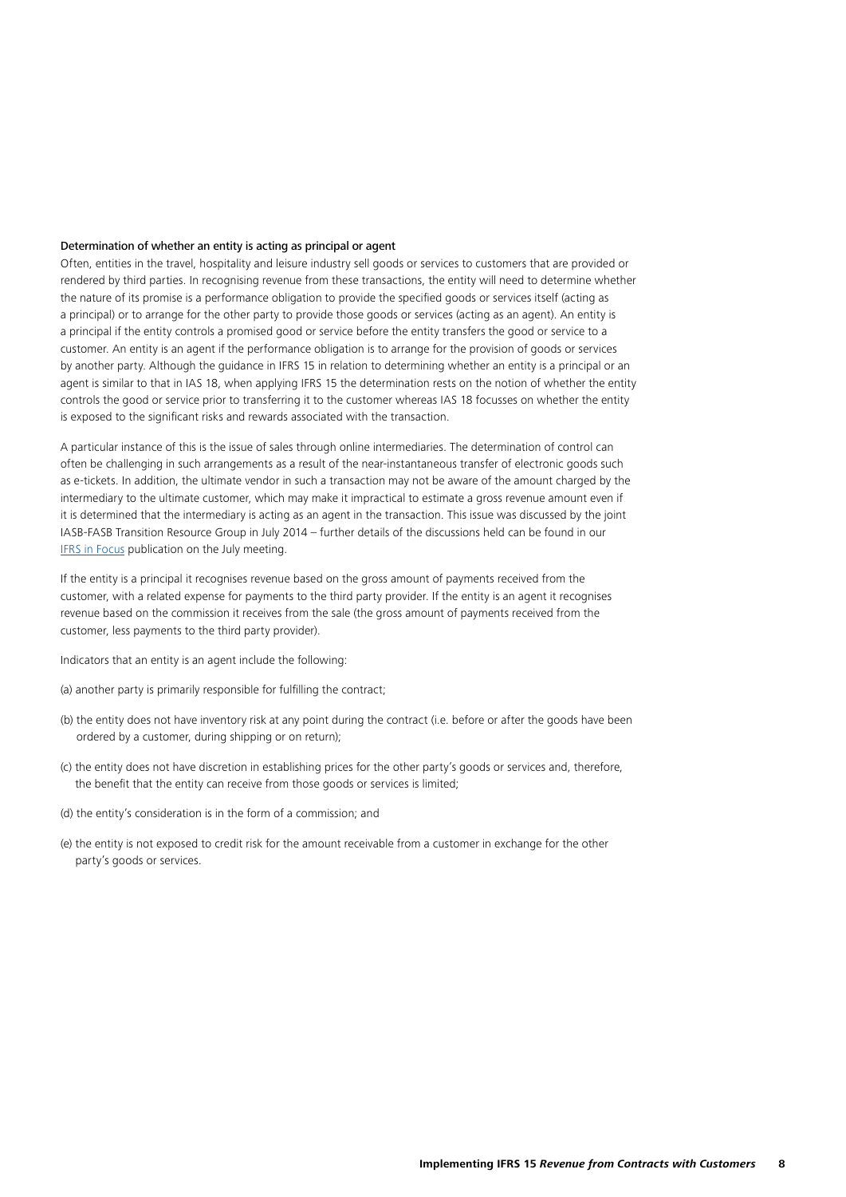### Determination of whether an entity is acting as principal or agent

Often, entities in the travel, hospitality and leisure industry sell goods or services to customers that are provided or rendered by third parties. In recognising revenue from these transactions, the entity will need to determine whether the nature of its promise is a performance obligation to provide the specified goods or services itself (acting as a principal) or to arrange for the other party to provide those goods or services (acting as an agent). An entity is a principal if the entity controls a promised good or service before the entity transfers the good or service to a customer. An entity is an agent if the performance obligation is to arrange for the provision of goods or services by another party. Although the guidance in IFRS 15 in relation to determining whether an entity is a principal or an agent is similar to that in IAS 18, when applying IFRS 15 the determination rests on the notion of whether the entity controls the good or service prior to transferring it to the customer whereas IAS 18 focusses on whether the entity is exposed to the significant risks and rewards associated with the transaction.

A particular instance of this is the issue of sales through online intermediaries. The determination of control can often be challenging in such arrangements as a result of the near-instantaneous transfer of electronic goods such as e-tickets. In addition, the ultimate vendor in such a transaction may not be aware of the amount charged by the intermediary to the ultimate customer, which may make it impractical to estimate a gross revenue amount even if it is determined that the intermediary is acting as an agent in the transaction. This issue was discussed by the joint IASB-FASB Transition Resource Group in July 2014 – further details of the discussions held can be found in our IFRS in Focus publication on the July meeting.

If the entity is a principal it recognises revenue based on the gross amount of payments received from the customer, with a related expense for payments to the third party provider. If the entity is an agent it recognises revenue based on the commission it receives from the sale (the gross amount of payments received from the customer, less payments to the third party provider).

Indicators that an entity is an agent include the following:

(a) another party is primarily responsible for fulfilling the contract;

(b) the entity does not have inventory risk at any point during the contract (i.e. before or after the goods have been ordered by a customer, during shipping or on return);

(c) the entity does not have discretion in establishing prices for the other party's goods or services and, therefore, the benefit that the entity can receive from those goods or services is limited;

(d) the entity's consideration is in the form of a commission; and

(e) the entity is not exposed to credit risk for the amount receivable from a customer in exchange for the other party's goods or services.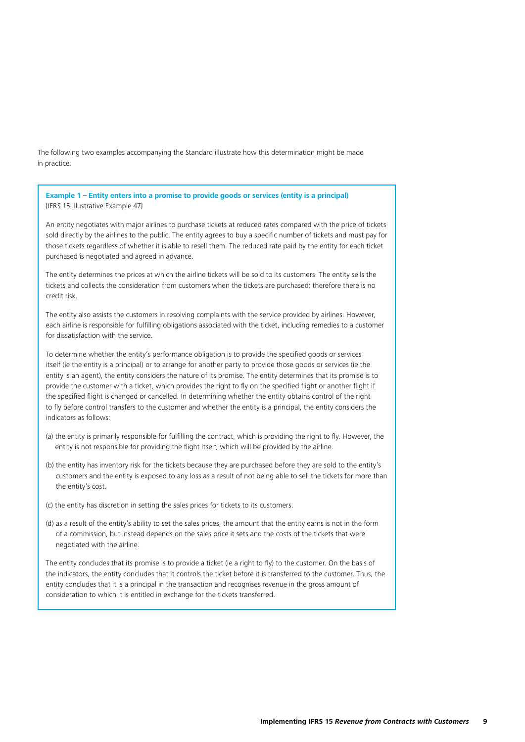The following two examples accompanying the Standard illustrate how this determination might be made in practice.

**Example 1 – Entity enters into a promise to provide goods or services (entity is a principal)**
[IFRS 15 Illustrative Example 47]

An entity negotiates with major airlines to purchase tickets at reduced rates compared with the price of tickets sold directly by the airlines to the public. The entity agrees to buy a specific number of tickets and must pay for those tickets regardless of whether it is able to resell them. The reduced rate paid by the entity for each ticket purchased is negotiated and agreed in advance.

The entity determines the prices at which the airline tickets will be sold to its customers. The entity sells the tickets and collects the consideration from customers when the tickets are purchased; therefore there is no credit risk.

The entity also assists the customers in resolving complaints with the service provided by airlines. However, each airline is responsible for fulfilling obligations associated with the ticket, including remedies to a customer for dissatisfaction with the service.

To determine whether the entity's performance obligation is to provide the specified goods or services itself (ie the entity is a principal) or to arrange for another party to provide those goods or services (ie the entity is an agent), the entity considers the nature of its promise. The entity determines that its promise is to provide the customer with a ticket, which provides the right to fly on the specified flight or another flight if the specified flight is changed or cancelled. In determining whether the entity obtains control of the right to fly before control transfers to the customer and whether the entity is a principal, the entity considers the indicators as follows:

(a) the entity is primarily responsible for fulfilling the contract, which is providing the right to fly. However, the entity is not responsible for providing the flight itself, which will be provided by the airline.

(b) the entity has inventory risk for the tickets because they are purchased before they are sold to the entity's customers and the entity is exposed to any loss as a result of not being able to sell the tickets for more than the entity's cost.

(c) the entity has discretion in setting the sales prices for tickets to its customers.

(d) as a result of the entity's ability to set the sales prices, the amount that the entity earns is not in the form of a commission, but instead depends on the sales price it sets and the costs of the tickets that were negotiated with the airline.

The entity concludes that its promise is to provide a ticket (ie a right to fly) to the customer. On the basis of the indicators, the entity concludes that it controls the ticket before it is transferred to the customer. Thus, the entity concludes that it is a principal in the transaction and recognises revenue in the gross amount of consideration to which it is entitled in exchange for the tickets transferred.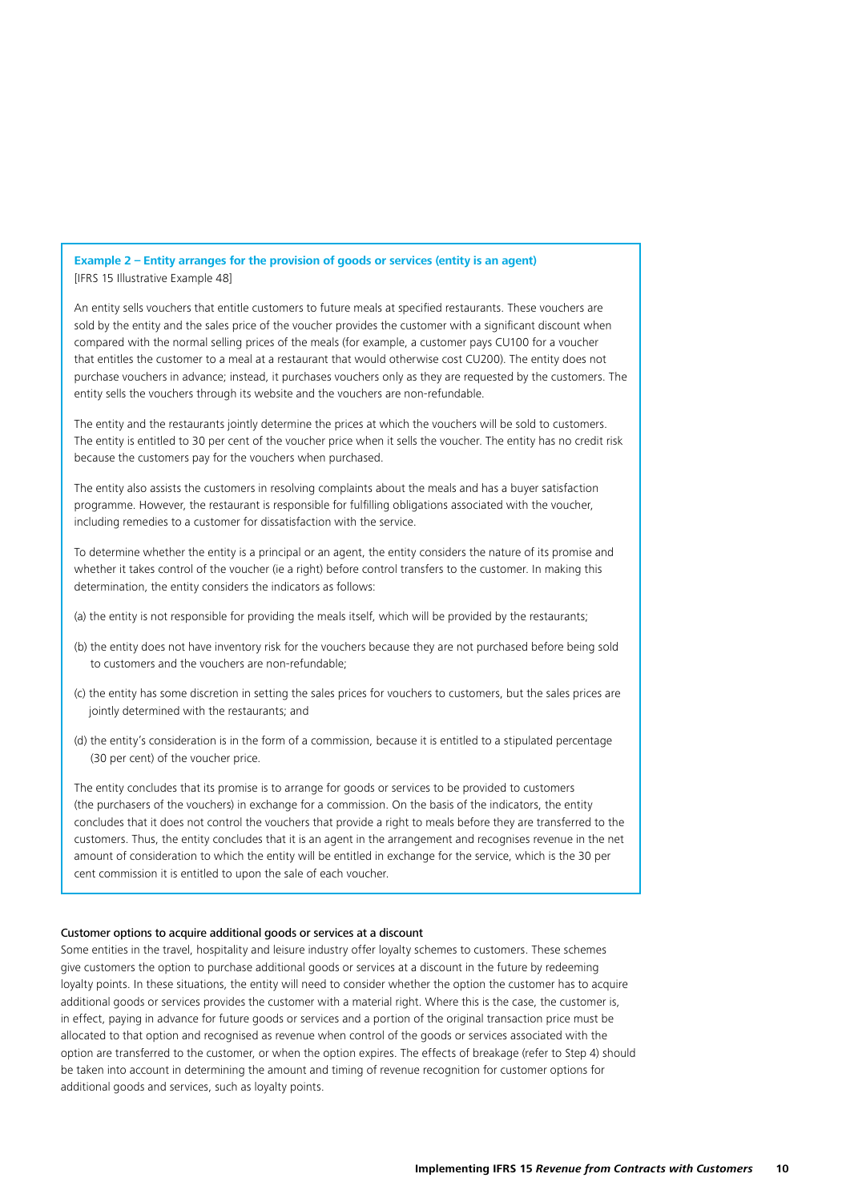**Example 2 – Entity arranges for the provision of goods or services (entity is an agent)**
[IFRS 15 Illustrative Example 48]

An entity sells vouchers that entitle customers to future meals at specified restaurants. These vouchers are sold by the entity and the sales price of the voucher provides the customer with a significant discount when compared with the normal selling prices of the meals (for example, a customer pays CU100 for a voucher that entitles the customer to a meal at a restaurant that would otherwise cost CU200). The entity does not purchase vouchers in advance; instead, it purchases vouchers only as they are requested by the customers. The entity sells the vouchers through its website and the vouchers are non-refundable.

The entity and the restaurants jointly determine the prices at which the vouchers will be sold to customers. The entity is entitled to 30 per cent of the voucher price when it sells the voucher. The entity has no credit risk because the customers pay for the vouchers when purchased.

The entity also assists the customers in resolving complaints about the meals and has a buyer satisfaction programme. However, the restaurant is responsible for fulfilling obligations associated with the voucher, including remedies to a customer for dissatisfaction with the service.

To determine whether the entity is a principal or an agent, the entity considers the nature of its promise and whether it takes control of the voucher (ie a right) before control transfers to the customer. In making this determination, the entity considers the indicators as follows:

(a) the entity is not responsible for providing the meals itself, which will be provided by the restaurants;

(b) the entity does not have inventory risk for the vouchers because they are not purchased before being sold to customers and the vouchers are non-refundable;

(c) the entity has some discretion in setting the sales prices for vouchers to customers, but the sales prices are jointly determined with the restaurants; and

(d) the entity's consideration is in the form of a commission, because it is entitled to a stipulated percentage (30 per cent) of the voucher price.

The entity concludes that its promise is to arrange for goods or services to be provided to customers (the purchasers of the vouchers) in exchange for a commission. On the basis of the indicators, the entity concludes that it does not control the vouchers that provide a right to meals before they are transferred to the customers. Thus, the entity concludes that it is an agent in the arrangement and recognises revenue in the net amount of consideration to which the entity will be entitled in exchange for the service, which is the 30 per cent commission it is entitled to upon the sale of each voucher.

### Customer options to acquire additional goods or services at a discount

Some entities in the travel, hospitality and leisure industry offer loyalty schemes to customers. These schemes give customers the option to purchase additional goods or services at a discount in the future by redeeming loyalty points. In these situations, the entity will need to consider whether the option the customer has to acquire additional goods or services provides the customer with a material right. Where this is the case, the customer is, in effect, paying in advance for future goods or services and a portion of the original transaction price must be allocated to that option and recognised as revenue when control of the goods or services associated with the option are transferred to the customer, or when the option expires. The effects of breakage (refer to Step 4) should be taken into account in determining the amount and timing of revenue recognition for customer options for additional goods and services, such as loyalty points.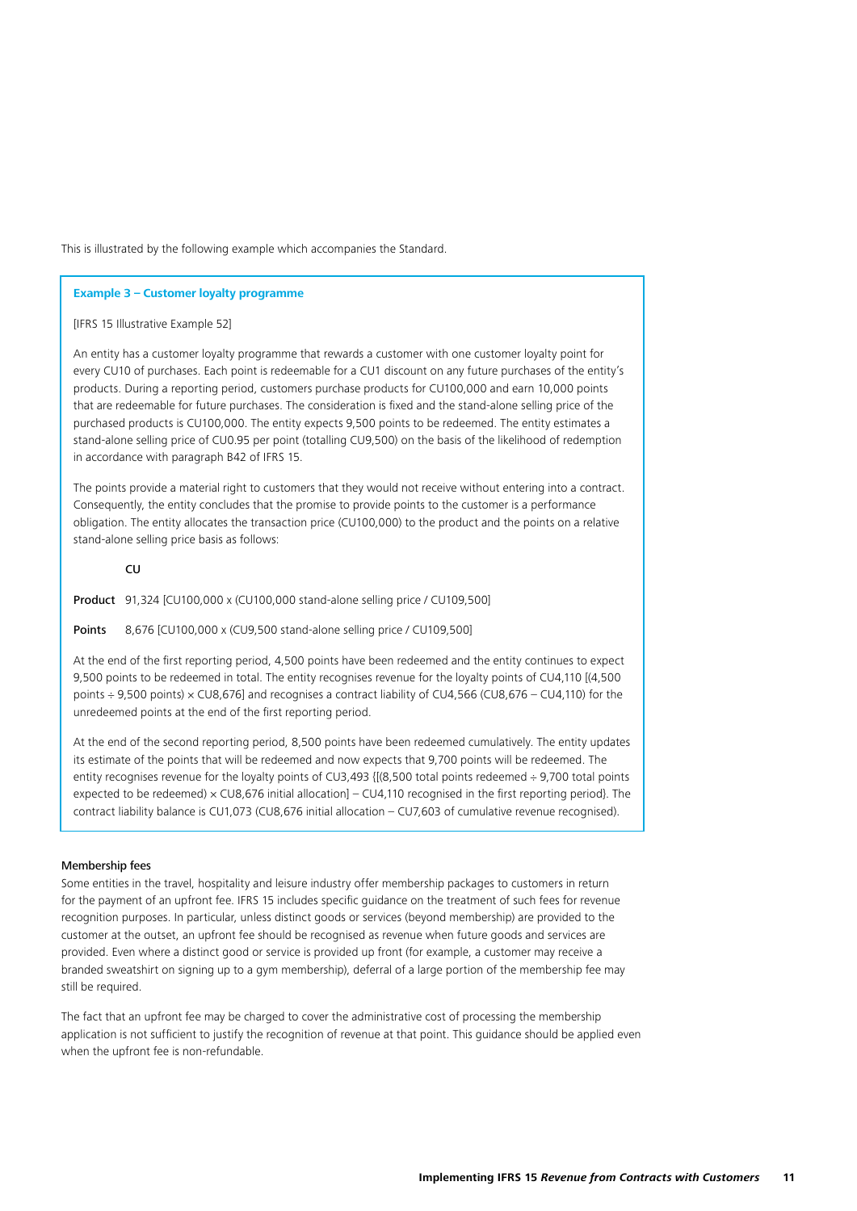This is illustrated by the following example which accompanies the Standard.

**Example 3 – Customer loyalty programme**

[IFRS 15 Illustrative Example 52]

An entity has a customer loyalty programme that rewards a customer with one customer loyalty point for every CU10 of purchases. Each point is redeemable for a CU1 discount on any future purchases of the entity's products. During a reporting period, customers purchase products for CU100,000 and earn 10,000 points that are redeemable for future purchases. The consideration is fixed and the stand-alone selling price of the purchased products is CU100,000. The entity expects 9,500 points to be redeemed. The entity estimates a stand-alone selling price of CU0.95 per point (totalling CU9,500) on the basis of the likelihood of redemption in accordance with paragraph B42 of IFRS 15.

The points provide a material right to customers that they would not receive without entering into a contract. Consequently, the entity concludes that the promise to provide points to the customer is a performance obligation. The entity allocates the transaction price (CU100,000) to the product and the points on a relative stand-alone selling price basis as follows:

| | CU |
|---|---|
| **Product** | 91,324 [CU100,000 x (CU100,000 stand-alone selling price / CU109,500] |
| **Points** | 8,676 [CU100,000 x (CU9,500 stand-alone selling price / CU109,500] |

At the end of the first reporting period, 4,500 points have been redeemed and the entity continues to expect 9,500 points to be redeemed in total. The entity recognises revenue for the loyalty points of CU4,110 [(4,500 points ÷ 9,500 points) × CU8,676] and recognises a contract liability of CU4,566 (CU8,676 – CU4,110) for the unredeemed points at the end of the first reporting period.

At the end of the second reporting period, 8,500 points have been redeemed cumulatively. The entity updates its estimate of the points that will be redeemed and now expects that 9,700 points will be redeemed. The entity recognises revenue for the loyalty points of CU3,493 {[(8,500 total points redeemed ÷ 9,700 total points expected to be redeemed) × CU8,676 initial allocation] – CU4,110 recognised in the first reporting period}. The contract liability balance is CU1,073 (CU8,676 initial allocation – CU7,603 of cumulative revenue recognised).

#### Membership fees

Some entities in the travel, hospitality and leisure industry offer membership packages to customers in return for the payment of an upfront fee. IFRS 15 includes specific guidance on the treatment of such fees for revenue recognition purposes. In particular, unless distinct goods or services (beyond membership) are provided to the customer at the outset, an upfront fee should be recognised as revenue when future goods and services are provided. Even where a distinct good or service is provided up front (for example, a customer may receive a branded sweatshirt on signing up to a gym membership), deferral of a large portion of the membership fee may still be required.

The fact that an upfront fee may be charged to cover the administrative cost of processing the membership application is not sufficient to justify the recognition of revenue at that point. This guidance should be applied even when the upfront fee is non-refundable.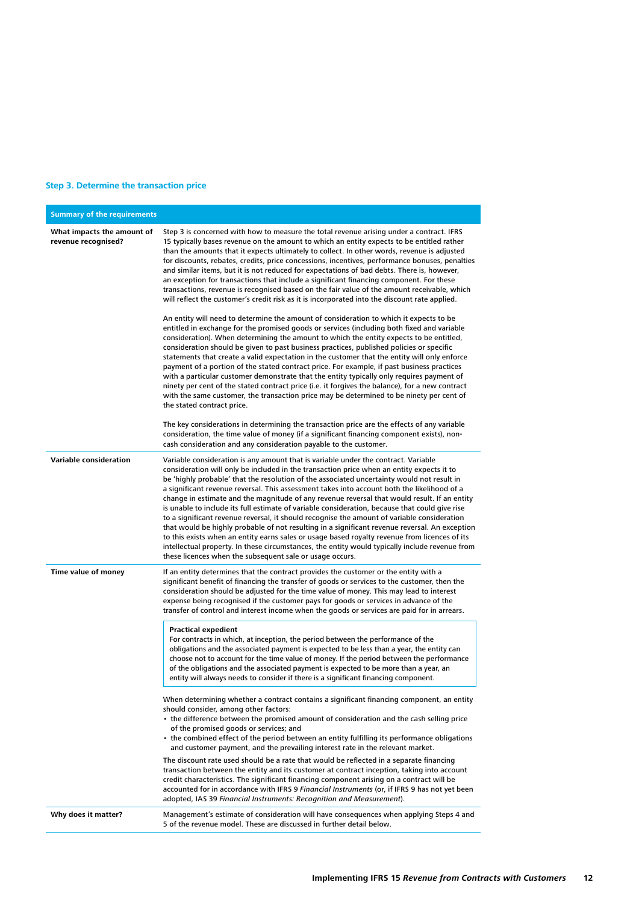### Step 3. Determine the transaction price

| Summary of the requirements | |
|---|---|
| **What impacts the amount of revenue recognised?** | Step 3 is concerned with how to measure the total revenue arising under a contract. IFRS 15 typically bases revenue on the amount to which an entity expects to be entitled rather than the amounts that it expects ultimately to collect. In other words, revenue is adjusted for discounts, rebates, credits, price concessions, incentives, performance bonuses, penalties and similar items, but it is not reduced for expectations of bad debts. There is, however, an exception for transactions that include a significant financing component. For these transactions, revenue is recognised based on the fair value of the amount receivable, which will reflect the customer's credit risk as it is incorporated into the discount rate applied.<br><br>An entity will need to determine the amount of consideration to which it expects to be entitled in exchange for the promised goods or services (including both fixed and variable consideration). When determining the amount to which the entity expects to be entitled, consideration should be given to past business practices, published policies or specific statements that create a valid expectation in the customer that the entity will only enforce payment of a portion of the stated contract price. For example, if past business practices with a particular customer demonstrate that the entity typically only requires payment of ninety per cent of the stated contract price (i.e. it forgives the balance), for a new contract with the same customer, the transaction price may be determined to be ninety per cent of the stated contract price.<br><br>The key considerations in determining the transaction price are the effects of any variable consideration, the time value of money (if a significant financing component exists), non-cash consideration and any consideration payable to the customer. |
| **Variable consideration** | Variable consideration is any amount that is variable under the contract. Variable consideration will only be included in the transaction price when an entity expects it to be 'highly probable' that the resolution of the associated uncertainty would not result in a significant revenue reversal. This assessment takes into account both the likelihood of a change in estimate and the magnitude of any revenue reversal that would result. If an entity is unable to include its full estimate of variable consideration, because that could give rise to a significant revenue reversal, it should recognise the amount of variable consideration that would be highly probable of not resulting in a significant revenue reversal. An exception to this exists when an entity earns sales or usage based royalty revenue from licences of its intellectual property. In these circumstances, the entity would typically include revenue from these licences when the subsequent sale or usage occurs. |
| **Time value of money** | If an entity determines that the contract provides the customer or the entity with a significant benefit of financing the transfer of goods or services to the customer, then the consideration should be adjusted for the time value of money. This may lead to interest expense being recognised if the customer pays for goods or services in advance of the transfer of control and interest income when the goods or services are paid for in arrears.<br><br>**Practical expedient**<br>For contracts in which, at inception, the period between the performance of the obligations and the associated payment is expected to be less than a year, the entity can choose not to account for the time value of money. If the period between the performance of the obligations and the associated payment is expected to be more than a year, an entity will always needs to consider if there is a significant financing component.<br><br>When determining whether a contract contains a significant financing component, an entity should consider, among other factors:<br>• the difference between the promised amount of consideration and the cash selling price of the promised goods or services; and<br>• the combined effect of the period between an entity fulfilling its performance obligations and customer payment, and the prevailing interest rate in the relevant market.<br><br>The discount rate used should be a rate that would be reflected in a separate financing transaction between the entity and its customer at contract inception, taking into account credit characteristics. The significant financing component arising on a contract will be accounted for in accordance with IFRS 9 *Financial Instruments* (or, if IFRS 9 has not yet been adopted, IAS 39 *Financial Instruments: Recognition and Measurement*). |
| **Why does it matter?** | Management's estimate of consideration will have consequences when applying Steps 4 and 5 of the revenue model. These are discussed in further detail below. |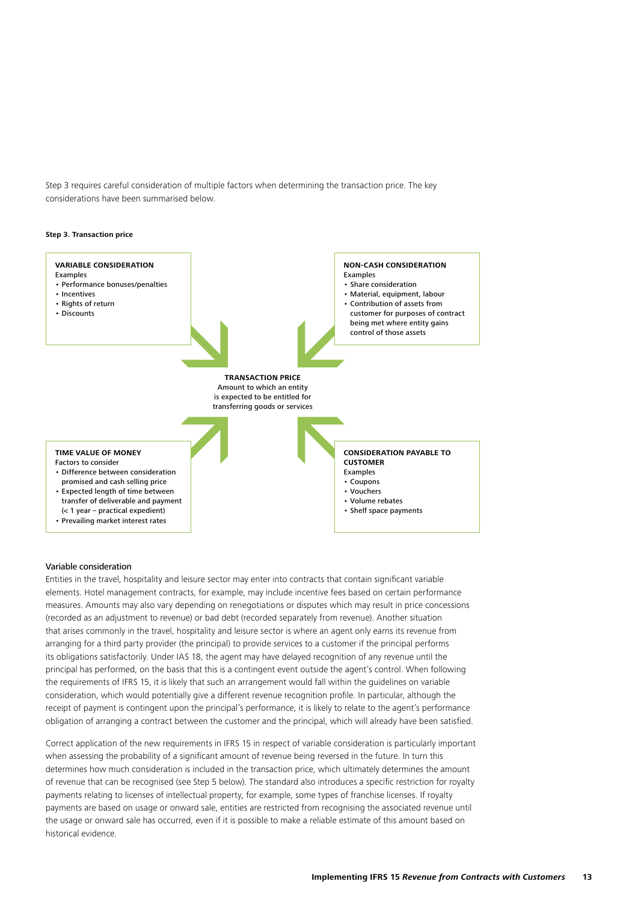Step 3 requires careful consideration of multiple factors when determining the transaction price. The key considerations have been summarised below.

**Step 3. Transaction price**

**VARIABLE CONSIDERATION**
Examples
- Performance bonuses/penalties
- Incentives
- Rights of return
- Discounts

**NON-CASH CONSIDERATION**
Examples
- Share consideration
- Material, equipment, labour
- Contribution of assets from customer for purposes of contract being met where entity gains control of those assets

**TRANSACTION PRICE**
Amount to which an entity is expected to be entitled for transferring goods or services

**TIME VALUE OF MONEY**
Factors to consider
- Difference between consideration promised and cash selling price
- Expected length of time between transfer of deliverable and payment (< 1 year – practical expedient)
- Prevailing market interest rates

**CONSIDERATION PAYABLE TO CUSTOMER**
Examples
- Coupons
- Vouchers
- Volume rebates
- Shelf space payments

## Variable consideration

Entities in the travel, hospitality and leisure sector may enter into contracts that contain significant variable elements. Hotel management contracts, for example, may include incentive fees based on certain performance measures. Amounts may also vary depending on renegotiations or disputes which may result in price concessions (recorded as an adjustment to revenue) or bad debt (recorded separately from revenue). Another situation that arises commonly in the travel, hospitality and leisure sector is where an agent only earns its revenue from arranging for a third party provider (the principal) to provide services to a customer if the principal performs its obligations satisfactorily. Under IAS 18, the agent may have delayed recognition of any revenue until the principal has performed, on the basis that this is a contingent event outside the agent's control. When following the requirements of IFRS 15, it is likely that such an arrangement would fall within the guidelines on variable consideration, which would potentially give a different revenue recognition profile. In particular, although the receipt of payment is contingent upon the principal's performance, it is likely to relate to the agent's performance obligation of arranging a contract between the customer and the principal, which will already have been satisfied.

Correct application of the new requirements in IFRS 15 in respect of variable consideration is particularly important when assessing the probability of a significant amount of revenue being reversed in the future. In turn this determines how much consideration is included in the transaction price, which ultimately determines the amount of revenue that can be recognised (see Step 5 below). The standard also introduces a specific restriction for royalty payments relating to licenses of intellectual property, for example, some types of franchise licenses. If royalty payments are based on usage or onward sale, entities are restricted from recognising the associated revenue until the usage or onward sale has occurred, even if it is possible to make a reliable estimate of this amount based on historical evidence.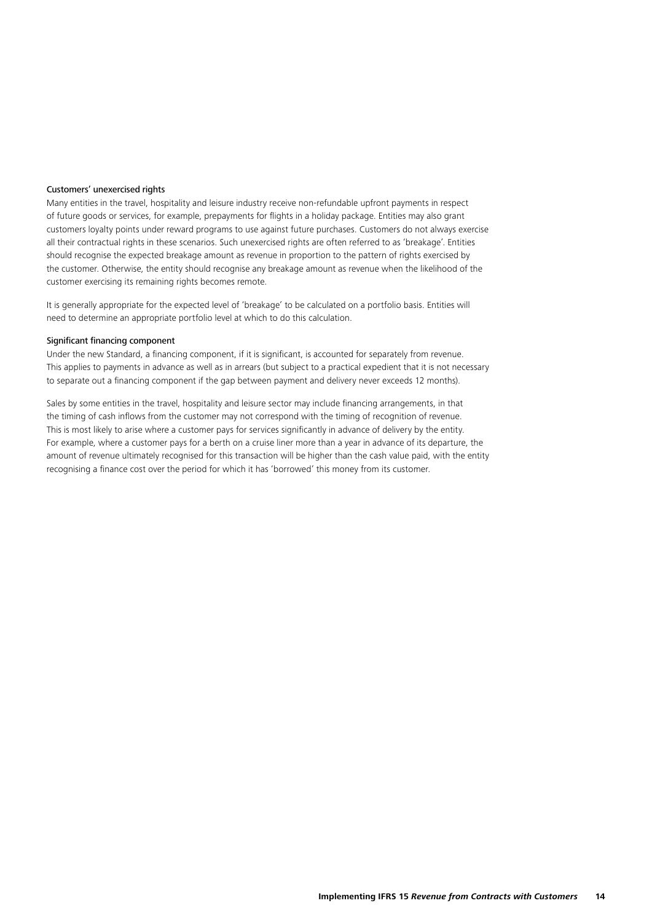### Customers' unexercised rights

Many entities in the travel, hospitality and leisure industry receive non-refundable upfront payments in respect of future goods or services, for example, prepayments for flights in a holiday package. Entities may also grant customers loyalty points under reward programs to use against future purchases. Customers do not always exercise all their contractual rights in these scenarios. Such unexercised rights are often referred to as 'breakage'. Entities should recognise the expected breakage amount as revenue in proportion to the pattern of rights exercised by the customer. Otherwise, the entity should recognise any breakage amount as revenue when the likelihood of the customer exercising its remaining rights becomes remote.

It is generally appropriate for the expected level of 'breakage' to be calculated on a portfolio basis. Entities will need to determine an appropriate portfolio level at which to do this calculation.

### Significant financing component

Under the new Standard, a financing component, if it is significant, is accounted for separately from revenue. This applies to payments in advance as well as in arrears (but subject to a practical expedient that it is not necessary to separate out a financing component if the gap between payment and delivery never exceeds 12 months).

Sales by some entities in the travel, hospitality and leisure sector may include financing arrangements, in that the timing of cash inflows from the customer may not correspond with the timing of recognition of revenue. This is most likely to arise where a customer pays for services significantly in advance of delivery by the entity. For example, where a customer pays for a berth on a cruise liner more than a year in advance of its departure, the amount of revenue ultimately recognised for this transaction will be higher than the cash value paid, with the entity recognising a finance cost over the period for which it has 'borrowed' this money from its customer.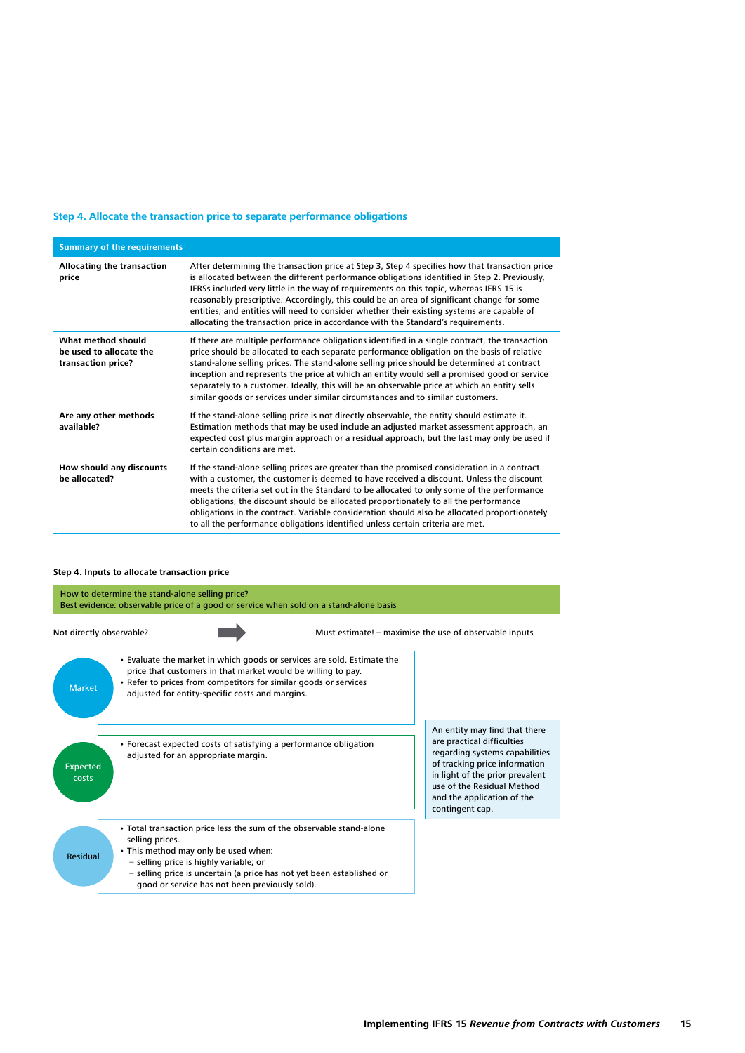## Step 4. Allocate the transaction price to separate performance obligations

| Summary of the requirements | |
|---|---|
| **Allocating the transaction price** | After determining the transaction price at Step 3, Step 4 specifies how that transaction price is allocated between the different performance obligations identified in Step 2. Previously, IFRSs included very little in the way of requirements on this topic, whereas IFRS 15 is reasonably prescriptive. Accordingly, this could be an area of significant change for some entities, and entities will need to consider whether their existing systems are capable of allocating the transaction price in accordance with the Standard's requirements. |
| **What method should be used to allocate the transaction price?** | If there are multiple performance obligations identified in a single contract, the transaction price should be allocated to each separate performance obligation on the basis of relative stand-alone selling prices. The stand-alone selling price should be determined at contract inception and represents the price at which an entity would sell a promised good or service separately to a customer. Ideally, this will be an observable price at which an entity sells similar goods or services under similar circumstances and to similar customers. |
| **Are any other methods available?** | If the stand-alone selling price is not directly observable, the entity should estimate it. Estimation methods that may be used include an adjusted market assessment approach, an expected cost plus margin approach or a residual approach, but the last may only be used if certain conditions are met. |
| **How should any discounts be allocated?** | If the stand-alone selling prices are greater than the promised consideration in a contract with a customer, the customer is deemed to have received a discount. Unless the discount meets the criteria set out in the Standard to be allocated to only some of the performance obligations, the discount should be allocated proportionately to all the performance obligations in the contract. Variable consideration should also be allocated proportionately to all the performance obligations identified unless certain criteria are met. |

**Step 4. Inputs to allocate transaction price**

How to determine the stand-alone selling price?
Best evidence: observable price of a good or service when sold on a stand-alone basis

Not directly observable? → Must estimate! – maximise the use of observable inputs

**Market**
- Evaluate the market in which goods or services are sold. Estimate the price that customers in that market would be willing to pay.
- Refer to prices from competitors for similar goods or services adjusted for entity-specific costs and margins.

**Expected costs**
- Forecast expected costs of satisfying a performance obligation adjusted for an appropriate margin.

**Residual**
- Total transaction price less the sum of the observable stand-alone selling prices.
- This method may only be used when:
  - selling price is highly variable; or
  - selling price is uncertain (a price has not yet been established or good or service has not been previously sold).

An entity may find that there are practical difficulties regarding systems capabilities of tracking price information in light of the prior prevalent use of the Residual Method and the application of the contingent cap.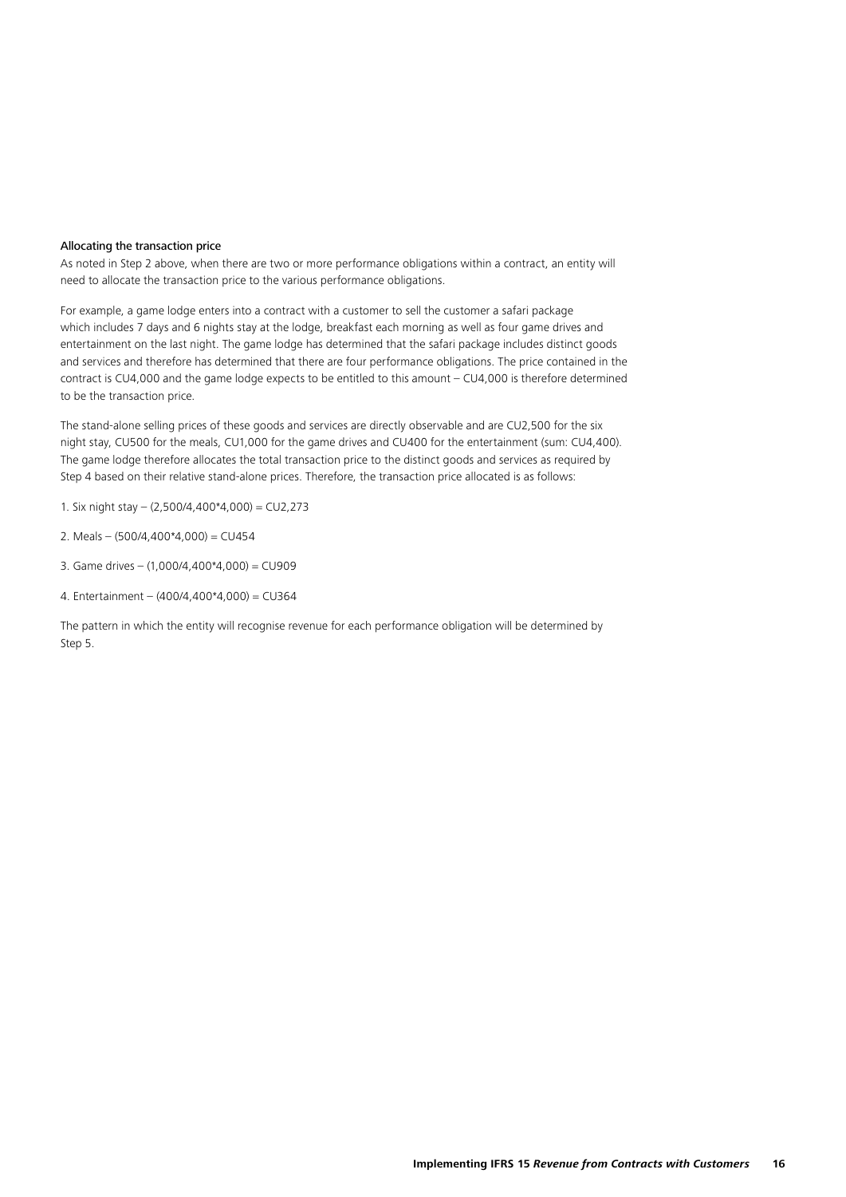### Allocating the transaction price

As noted in Step 2 above, when there are two or more performance obligations within a contract, an entity will need to allocate the transaction price to the various performance obligations.

For example, a game lodge enters into a contract with a customer to sell the customer a safari package which includes 7 days and 6 nights stay at the lodge, breakfast each morning as well as four game drives and entertainment on the last night. The game lodge has determined that the safari package includes distinct goods and services and therefore has determined that there are four performance obligations. The price contained in the contract is CU4,000 and the game lodge expects to be entitled to this amount – CU4,000 is therefore determined to be the transaction price.

The stand-alone selling prices of these goods and services are directly observable and are CU2,500 for the six night stay, CU500 for the meals, CU1,000 for the game drives and CU400 for the entertainment (sum: CU4,400). The game lodge therefore allocates the total transaction price to the distinct goods and services as required by Step 4 based on their relative stand-alone prices. Therefore, the transaction price allocated is as follows:

1. Six night stay – (2,500/4,400*4,000) = CU2,273
2. Meals – (500/4,400*4,000) = CU454
3. Game drives – (1,000/4,400*4,000) = CU909
4. Entertainment – (400/4,400*4,000) = CU364

The pattern in which the entity will recognise revenue for each performance obligation will be determined by Step 5.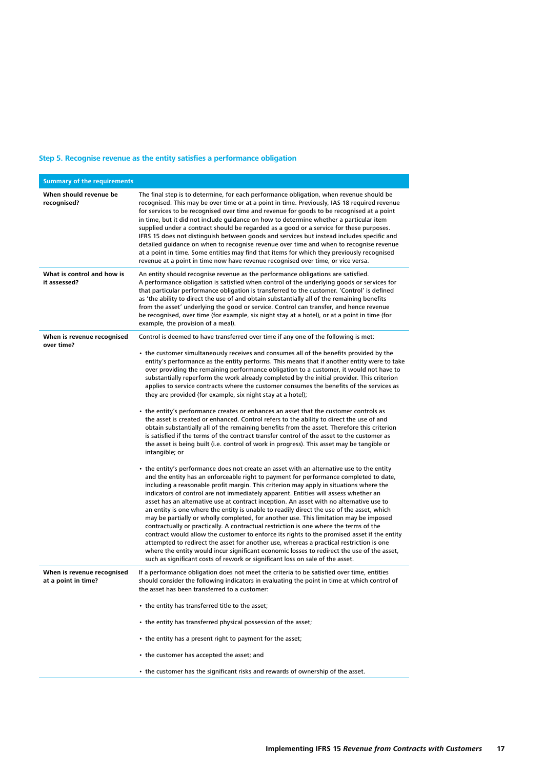### Step 5. Recognise revenue as the entity satisfies a performance obligation

| Summary of the requirements | |
|---|---|
| **When should revenue be recognised?** | The final step is to determine, for each performance obligation, when revenue should be recognised. This may be over time or at a point in time. Previously, IAS 18 required revenue for services to be recognised over time and revenue for goods to be recognised at a point in time, but it did not include guidance on how to determine whether a particular item supplied under a contract should be regarded as a good or a service for these purposes. IFRS 15 does not distinguish between goods and services but instead includes specific and detailed guidance on when to recognise revenue over time and when to recognise revenue at a point in time. Some entities may find that items for which they previously recognised revenue at a point in time now have revenue recognised over time, or vice versa. |
| **What is control and how is it assessed?** | An entity should recognise revenue as the performance obligations are satisfied. A performance obligation is satisfied when control of the underlying goods or services for that particular performance obligation is transferred to the customer. 'Control' is defined as 'the ability to direct the use of and obtain substantially all of the remaining benefits from the asset' underlying the good or service. Control can transfer, and hence revenue be recognised, over time (for example, six night stay at a hotel), or at a point in time (for example, the provision of a meal). |
| **When is revenue recognised over time?** | Control is deemed to have transferred over time if any one of the following is met:<br><br>• the customer simultaneously receives and consumes all of the benefits provided by the entity's performance as the entity performs. This means that if another entity were to take over providing the remaining performance obligation to a customer, it would not have to substantially reperform the work already completed by the initial provider. This criterion applies to service contracts where the customer consumes the benefits of the services as they are provided (for example, six night stay at a hotel);<br><br>• the entity's performance creates or enhances an asset that the customer controls as the asset is created or enhanced. Control refers to the ability to direct the use of and obtain substantially all of the remaining benefits from the asset. Therefore this criterion is satisfied if the terms of the contract transfer control of the asset to the customer as the asset is being built (i.e. control of work in progress). This asset may be tangible or intangible; or<br><br>• the entity's performance does not create an asset with an alternative use to the entity and the entity has an enforceable right to payment for performance completed to date, including a reasonable profit margin. This criterion may apply in situations where the indicators of control are not immediately apparent. Entities will assess whether an asset has an alternative use at contract inception. An asset with no alternative use to an entity is one where the entity is unable to readily direct the use of the asset, which may be partially or wholly completed, for another use. This limitation may be imposed contractually or practically. A contractual restriction is one where the terms of the contract would allow the customer to enforce its rights to the promised asset if the entity attempted to redirect the asset for another use, whereas a practical restriction is one where the entity would incur significant economic losses to redirect the use of the asset, such as significant costs of rework or significant loss on sale of the asset. |
| **When is revenue recognised at a point in time?** | If a performance obligation does not meet the criteria to be satisfied over time, entities should consider the following indicators in evaluating the point in time at which control of the asset has been transferred to a customer:<br><br>• the entity has transferred title to the asset;<br><br>• the entity has transferred physical possession of the asset;<br><br>• the entity has a present right to payment for the asset;<br><br>• the customer has accepted the asset; and<br><br>• the customer has the significant risks and rewards of ownership of the asset. |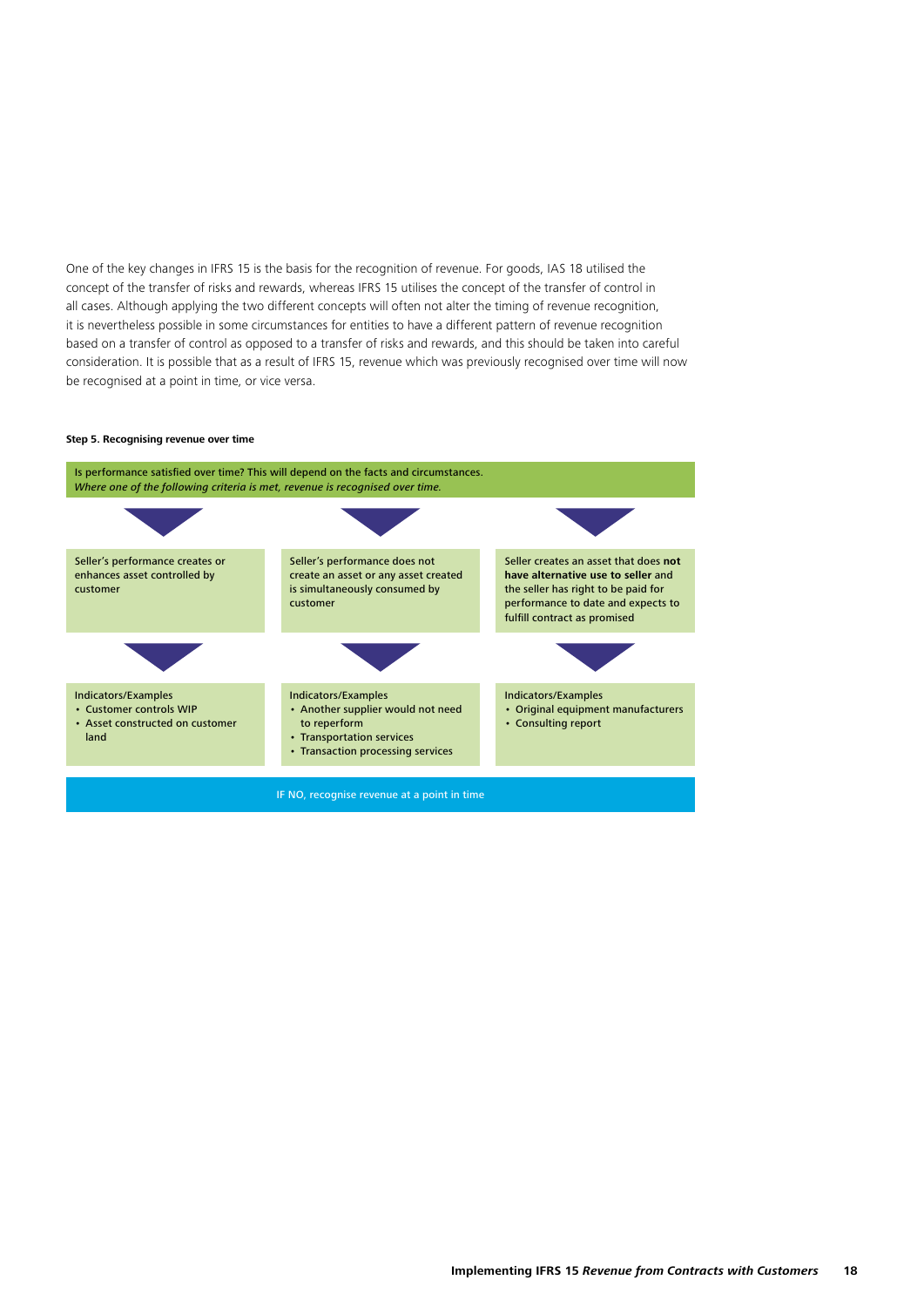One of the key changes in IFRS 15 is the basis for the recognition of revenue. For goods, IAS 18 utilised the concept of the transfer of risks and rewards, whereas IFRS 15 utilises the concept of the transfer of control in all cases. Although applying the two different concepts will often not alter the timing of revenue recognition, it is nevertheless possible in some circumstances for entities to have a different pattern of revenue recognition based on a transfer of control as opposed to a transfer of risks and rewards, and this should be taken into careful consideration. It is possible that as a result of IFRS 15, revenue which was previously recognised over time will now be recognised at a point in time, or vice versa.

**Step 5. Recognising revenue over time**

Is performance satisfied over time? This will depend on the facts and circumstances.
*Where one of the following criteria is met, revenue is recognised over time.*

| Seller's performance creates or enhances asset controlled by customer | Seller's performance does not create an asset or any asset created is simultaneously consumed by customer | Seller creates an asset that does **not have alternative use to seller** and the seller has right to be paid for performance to date and expects to fulfill contract as promised |
| --- | --- | --- |
| Indicators/Examples<br>• Customer controls WIP<br>• Asset constructed on customer land | Indicators/Examples<br>• Another supplier would not need to reperform<br>• Transportation services<br>• Transaction processing services | Indicators/Examples<br>• Original equipment manufacturers<br>• Consulting report |

IF NO, recognise revenue at a point in time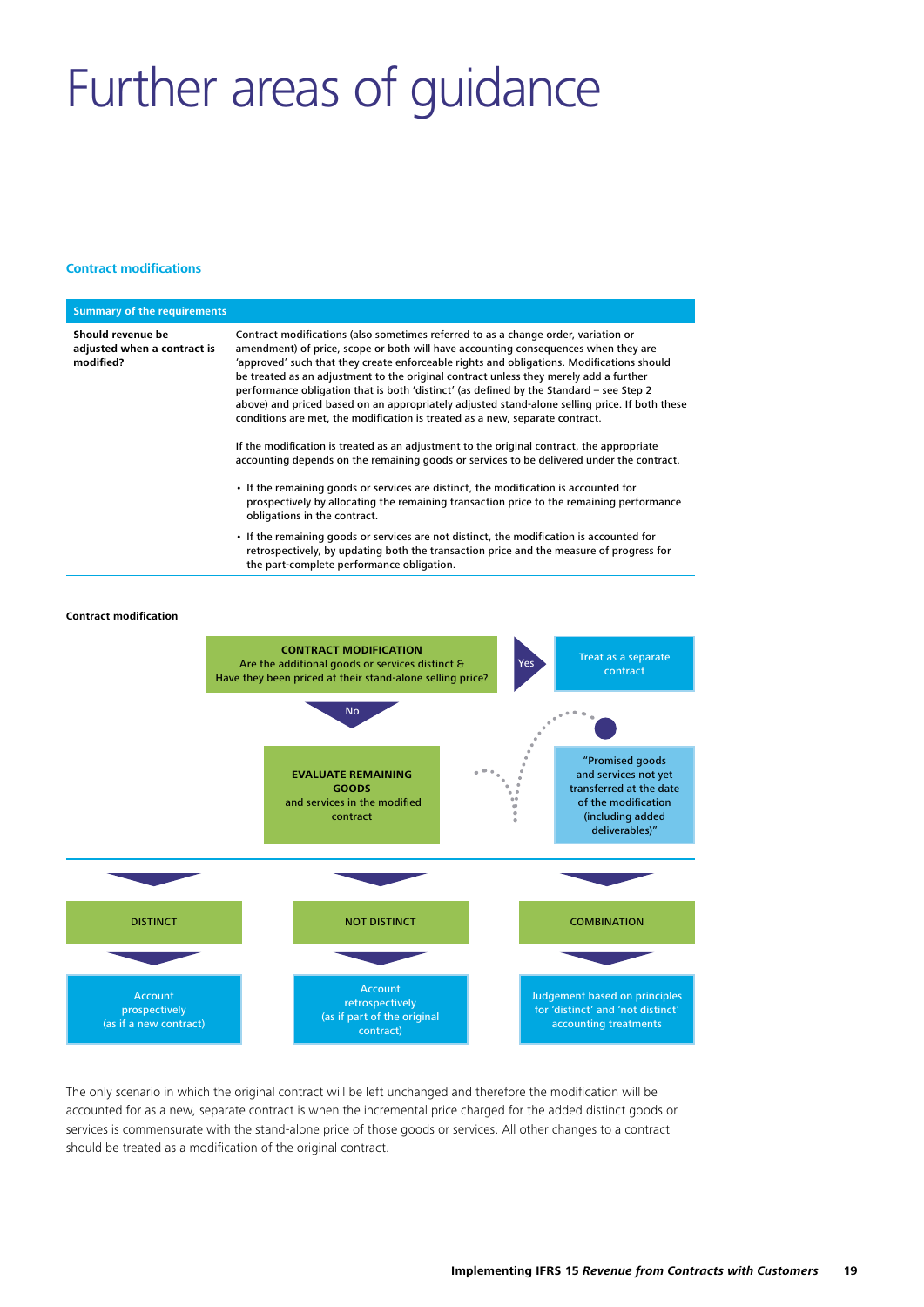# Further areas of guidance

### Contract modifications

| Summary of the requirements | |
|---|---|
| **Should revenue be adjusted when a contract is modified?** | Contract modifications (also sometimes referred to as a change order, variation or amendment) of price, scope or both will have accounting consequences when they are 'approved' such that they create enforceable rights and obligations. Modifications should be treated as an adjustment to the original contract unless they merely add a further performance obligation that is both 'distinct' (as defined by the Standard – see Step 2 above) and priced based on an appropriately adjusted stand-alone selling price. If both these conditions are met, the modification is treated as a new, separate contract.<br><br>If the modification is treated as an adjustment to the original contract, the appropriate accounting depends on the remaining goods or services to be delivered under the contract.<br><br>• If the remaining goods or services are distinct, the modification is accounted for prospectively by allocating the remaining transaction price to the remaining performance obligations in the contract.<br>• If the remaining goods or services are not distinct, the modification is accounted for retrospectively, by updating both the transaction price and the measure of progress for the part-complete performance obligation. |

**Contract modification**

**CONTRACT MODIFICATION**
Are the additional goods or services distinct & Have they been priced at their stand-alone selling price?

Yes → Treat as a separate contract

No ↓

**EVALUATE REMAINING GOODS** and services in the modified contract

"Promised goods and services not yet transferred at the date of the modification (including added deliverables)"

| DISTINCT | NOT DISTINCT | COMBINATION |
|---|---|---|
| Account prospectively (as if a new contract) | Account retrospectively (as if part of the original contract) | Judgement based on principles for 'distinct' and 'not distinct' accounting treatments |

The only scenario in which the original contract will be left unchanged and therefore the modification will be accounted for as a new, separate contract is when the incremental price charged for the added distinct goods or services is commensurate with the stand-alone price of those goods or services. All other changes to a contract should be treated as a modification of the original contract.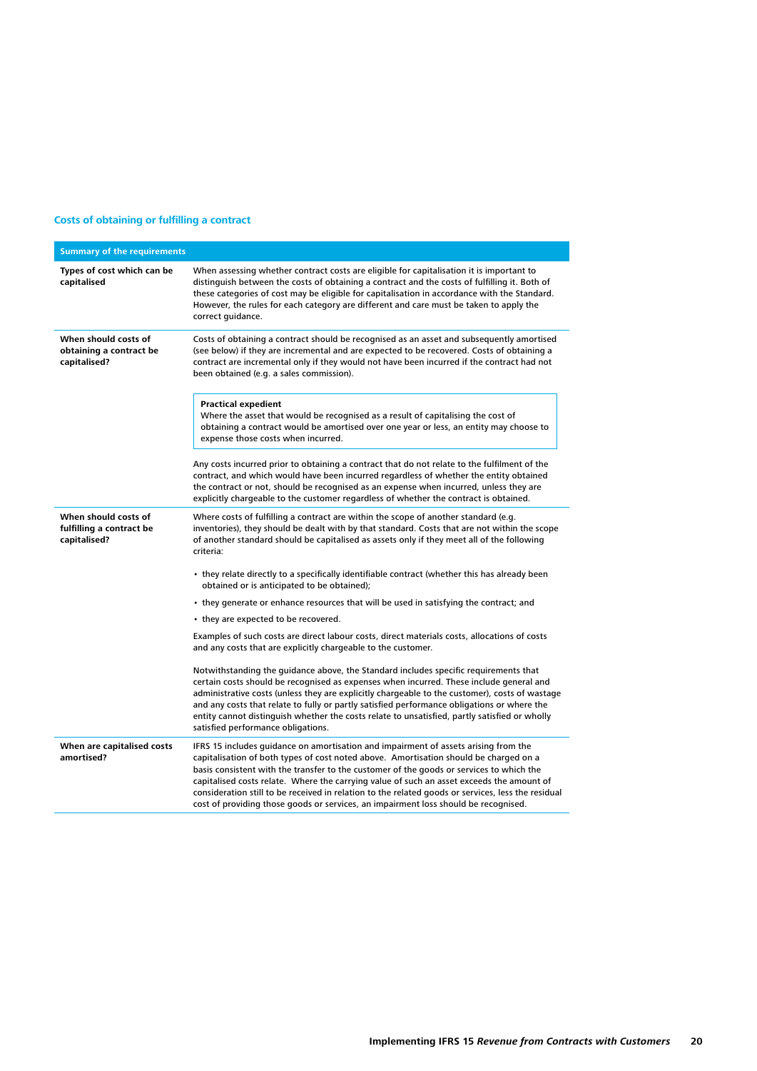## Costs of obtaining or fulfilling a contract

| Summary of the requirements | |
|---|---|
| **Types of cost which can be capitalised** | When assessing whether contract costs are eligible for capitalisation it is important to distinguish between the costs of obtaining a contract and the costs of fulfilling it. Both of these categories of cost may be eligible for capitalisation in accordance with the Standard. However, the rules for each category are different and care must be taken to apply the correct guidance. |
| **When should costs of obtaining a contract be capitalised?** | Costs of obtaining a contract should be recognised as an asset and subsequently amortised (see below) if they are incremental and are expected to be recovered. Costs of obtaining a contract are incremental only if they would not have been incurred if the contract had not been obtained (e.g. a sales commission).<br><br>**Practical expedient**<br>Where the asset that would be recognised as a result of capitalising the cost of obtaining a contract would be amortised over one year or less, an entity may choose to expense those costs when incurred.<br><br>Any costs incurred prior to obtaining a contract that do not relate to the fulfilment of the contract, and which would have been incurred regardless of whether the entity obtained the contract or not, should be recognised as an expense when incurred, unless they are explicitly chargeable to the customer regardless of whether the contract is obtained. |
| **When should costs of fulfilling a contract be capitalised?** | Where costs of fulfilling a contract are within the scope of another standard (e.g. inventories), they should be dealt with by that standard. Costs that are not within the scope of another standard should be capitalised as assets only if they meet all of the following criteria:<br><br>• they relate directly to a specifically identifiable contract (whether this has already been obtained or is anticipated to be obtained);<br>• they generate or enhance resources that will be used in satisfying the contract; and<br>• they are expected to be recovered.<br><br>Examples of such costs are direct labour costs, direct materials costs, allocations of costs and any costs that are explicitly chargeable to the customer.<br><br>Notwithstanding the guidance above, the Standard includes specific requirements that certain costs should be recognised as expenses when incurred. These include general and administrative costs (unless they are explicitly chargeable to the customer), costs of wastage and any costs that relate to fully or partly satisfied performance obligations or where the entity cannot distinguish whether the costs relate to unsatisfied, partly satisfied or wholly satisfied performance obligations. |
| **When are capitalised costs amortised?** | IFRS 15 includes guidance on amortisation and impairment of assets arising from the capitalisation of both types of cost noted above. Amortisation should be charged on a basis consistent with the transfer to the customer of the goods or services to which the capitalised costs relate. Where the carrying value of such an asset exceeds the amount of consideration still to be received in relation to the related goods or services, less the residual cost of providing those goods or services, an impairment loss should be recognised. |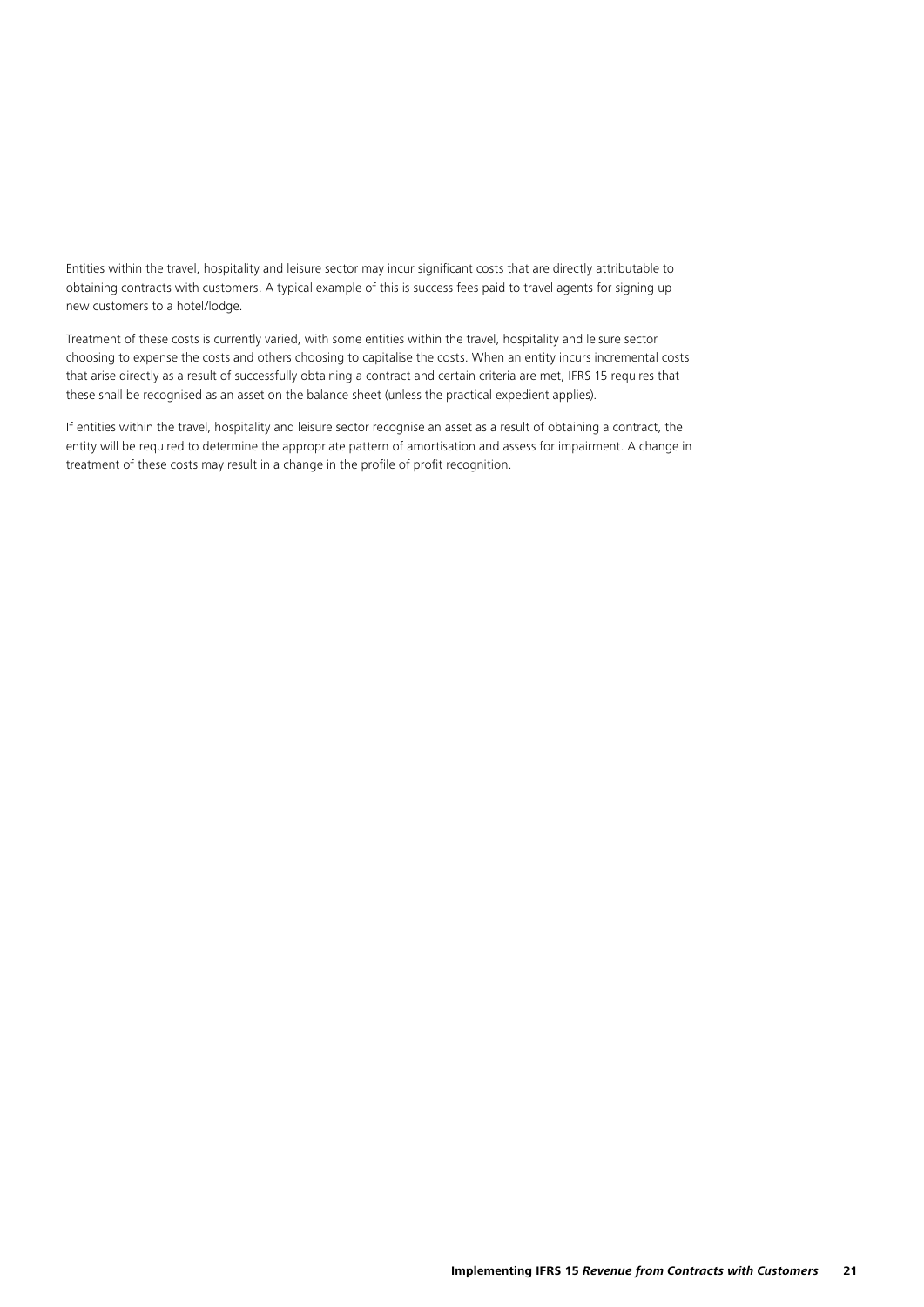Entities within the travel, hospitality and leisure sector may incur significant costs that are directly attributable to obtaining contracts with customers. A typical example of this is success fees paid to travel agents for signing up new customers to a hotel/lodge.

Treatment of these costs is currently varied, with some entities within the travel, hospitality and leisure sector choosing to expense the costs and others choosing to capitalise the costs. When an entity incurs incremental costs that arise directly as a result of successfully obtaining a contract and certain criteria are met, IFRS 15 requires that these shall be recognised as an asset on the balance sheet (unless the practical expedient applies).

If entities within the travel, hospitality and leisure sector recognise an asset as a result of obtaining a contract, the entity will be required to determine the appropriate pattern of amortisation and assess for impairment. A change in treatment of these costs may result in a change in the profile of profit recognition.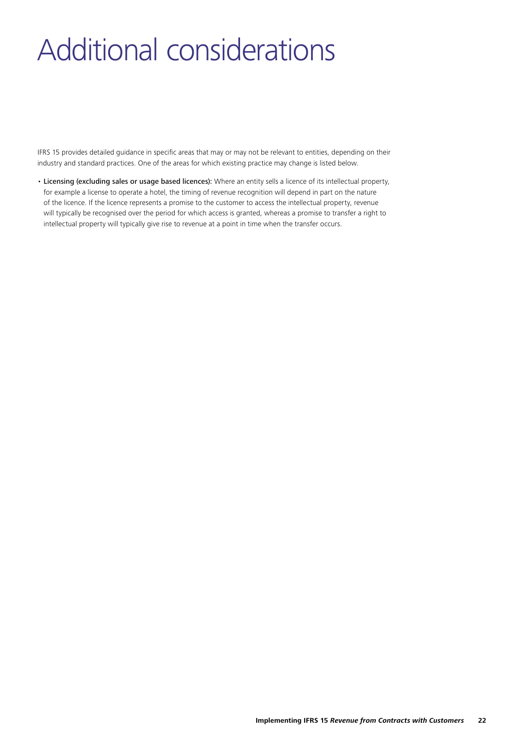# Additional considerations

IFRS 15 provides detailed guidance in specific areas that may or may not be relevant to entities, depending on their industry and standard practices. One of the areas for which existing practice may change is listed below.

- **Licensing (excluding sales or usage based licences):** Where an entity sells a licence of its intellectual property, for example a license to operate a hotel, the timing of revenue recognition will depend in part on the nature of the licence. If the licence represents a promise to the customer to access the intellectual property, revenue will typically be recognised over the period for which access is granted, whereas a promise to transfer a right to intellectual property will typically give rise to revenue at a point in time when the transfer occurs.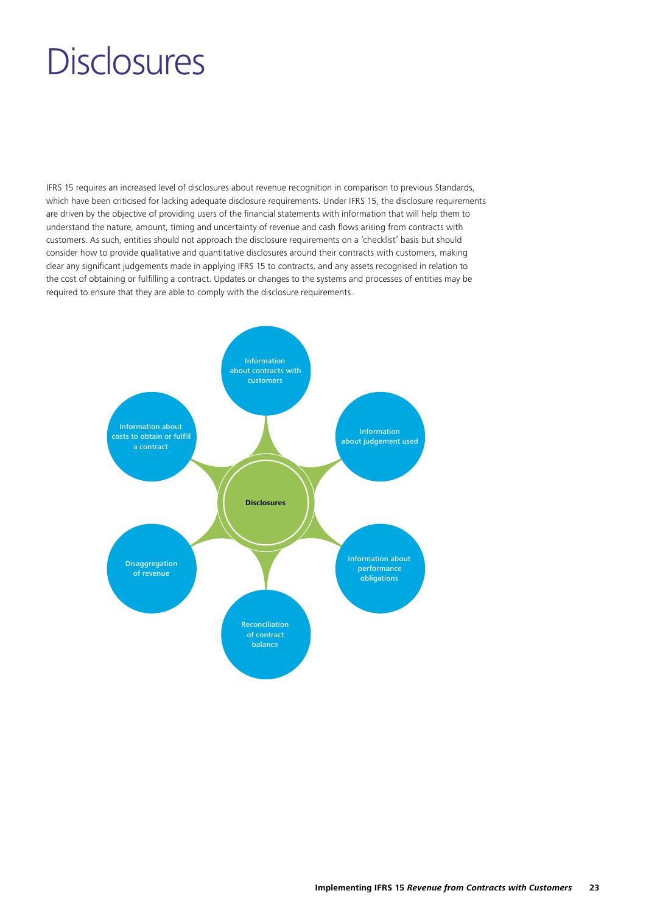# Disclosures

IFRS 15 requires an increased level of disclosures about revenue recognition in comparison to previous Standards, which have been criticised for lacking adequate disclosure requirements. Under IFRS 15, the disclosure requirements are driven by the objective of providing users of the financial statements with information that will help them to understand the nature, amount, timing and uncertainty of revenue and cash flows arising from contracts with customers. As such, entities should not approach the disclosure requirements on a 'checklist' basis but should consider how to provide qualitative and quantitative disclosures around their contracts with customers, making clear any significant judgements made in applying IFRS 15 to contracts, and any assets recognised in relation to the cost of obtaining or fulfilling a contract. Updates or changes to the systems and processes of entities may be required to ensure that they are able to comply with the disclosure requirements.

**Disclosures**

- Information about contracts with customers
- Information about judgement used
- Information about performance obligations
- Reconciliation of contract balance
- Disaggregation of revenue
- Information about costs to obtain or fulfill a contract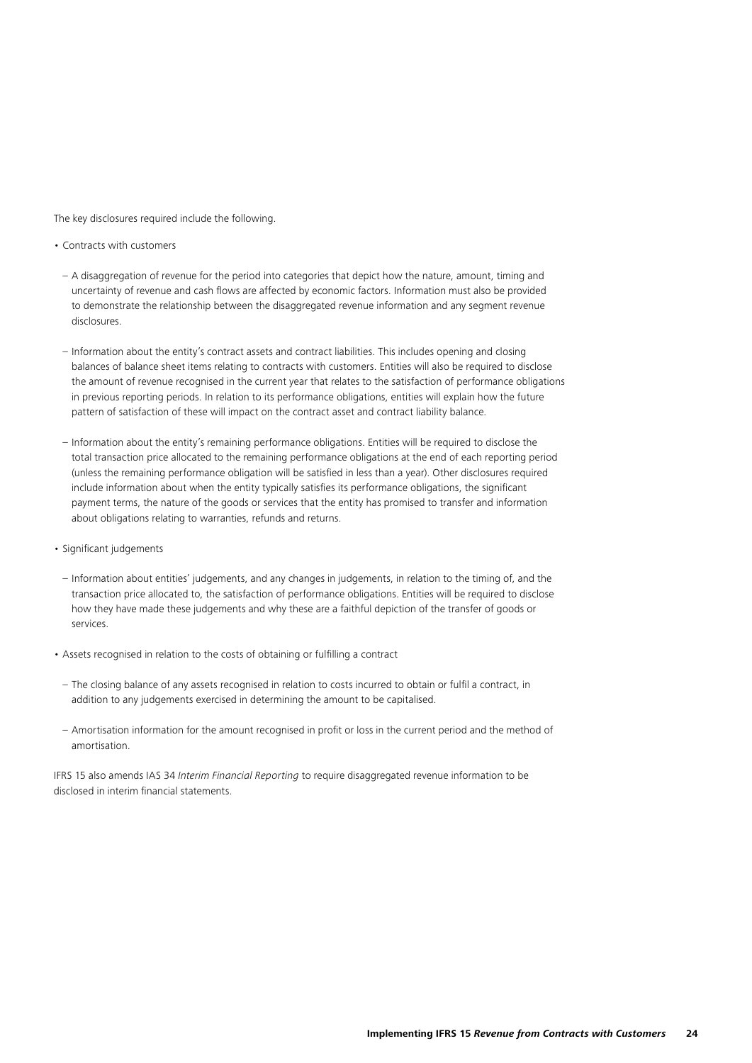The key disclosures required include the following.

- Contracts with customers
  - A disaggregation of revenue for the period into categories that depict how the nature, amount, timing and uncertainty of revenue and cash flows are affected by economic factors. Information must also be provided to demonstrate the relationship between the disaggregated revenue information and any segment revenue disclosures.
  - Information about the entity's contract assets and contract liabilities. This includes opening and closing balances of balance sheet items relating to contracts with customers. Entities will also be required to disclose the amount of revenue recognised in the current year that relates to the satisfaction of performance obligations in previous reporting periods. In relation to its performance obligations, entities will explain how the future pattern of satisfaction of these will impact on the contract asset and contract liability balance.
  - Information about the entity's remaining performance obligations. Entities will be required to disclose the total transaction price allocated to the remaining performance obligations at the end of each reporting period (unless the remaining performance obligation will be satisfied in less than a year). Other disclosures required include information about when the entity typically satisfies its performance obligations, the significant payment terms, the nature of the goods or services that the entity has promised to transfer and information about obligations relating to warranties, refunds and returns.
- Significant judgements
  - Information about entities' judgements, and any changes in judgements, in relation to the timing of, and the transaction price allocated to, the satisfaction of performance obligations. Entities will be required to disclose how they have made these judgements and why these are a faithful depiction of the transfer of goods or services.
- Assets recognised in relation to the costs of obtaining or fulfilling a contract
  - The closing balance of any assets recognised in relation to costs incurred to obtain or fulfil a contract, in addition to any judgements exercised in determining the amount to be capitalised.
  - Amortisation information for the amount recognised in profit or loss in the current period and the method of amortisation.

IFRS 15 also amends IAS 34 *Interim Financial Reporting* to require disaggregated revenue information to be disclosed in interim financial statements.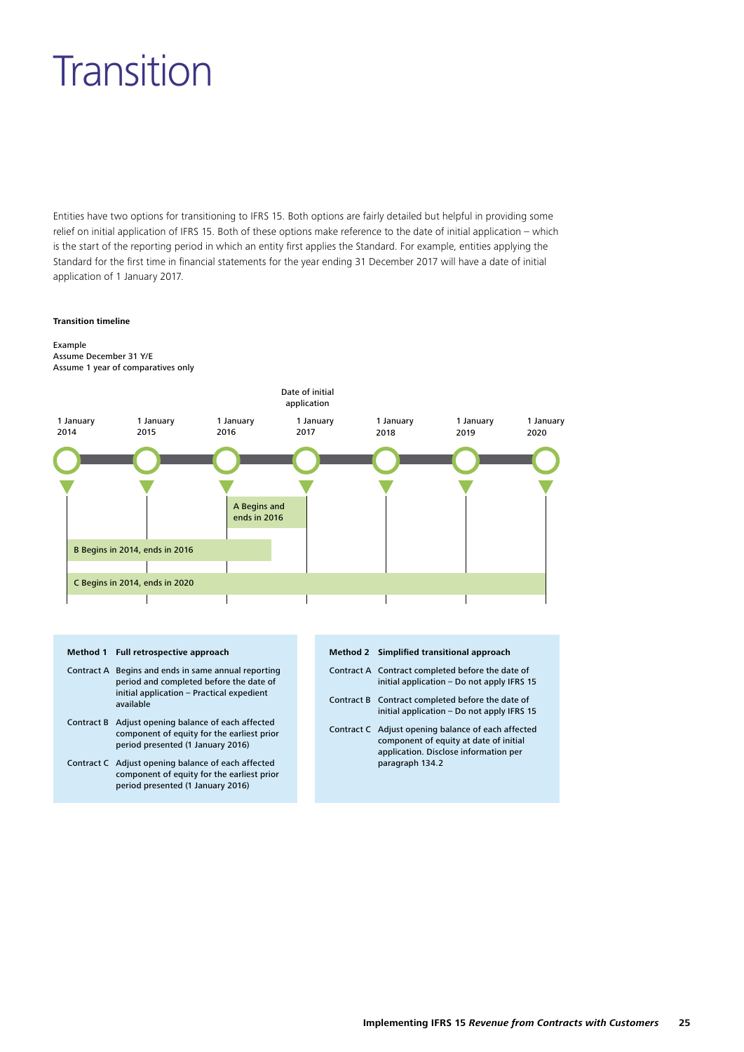# Transition

Entities have two options for transitioning to IFRS 15. Both options are fairly detailed but helpful in providing some relief on initial application of IFRS 15. Both of these options make reference to the date of initial application – which is the start of the reporting period in which an entity first applies the Standard. For example, entities applying the Standard for the first time in financial statements for the year ending 31 December 2017 will have a date of initial application of 1 January 2017.

**Transition timeline**

Example
Assume December 31 Y/E
Assume 1 year of comparatives only

Date of initial application

1 January 2014 | 1 January 2015 | 1 January 2016 | 1 January 2017 | 1 January 2018 | 1 January 2019 | 1 January 2020

A Begins and ends in 2016

B Begins in 2014, ends in 2016

C Begins in 2014, ends in 2020

| **Method 1** | **Full retrospective approach** |
|---|---|
| Contract A | Begins and ends in same annual reporting period and completed before the date of initial application – Practical expedient available |
| Contract B | Adjust opening balance of each affected component of equity for the earliest prior period presented (1 January 2016) |
| Contract C | Adjust opening balance of each affected component of equity for the earliest prior period presented (1 January 2016) |

| **Method 2** | **Simplified transitional approach** |
|---|---|
| Contract A | Contract completed before the date of initial application – Do not apply IFRS 15 |
| Contract B | Contract completed before the date of initial application – Do not apply IFRS 15 |
| Contract C | Adjust opening balance of each affected component of equity at date of initial application. Disclose information per paragraph 134.2 |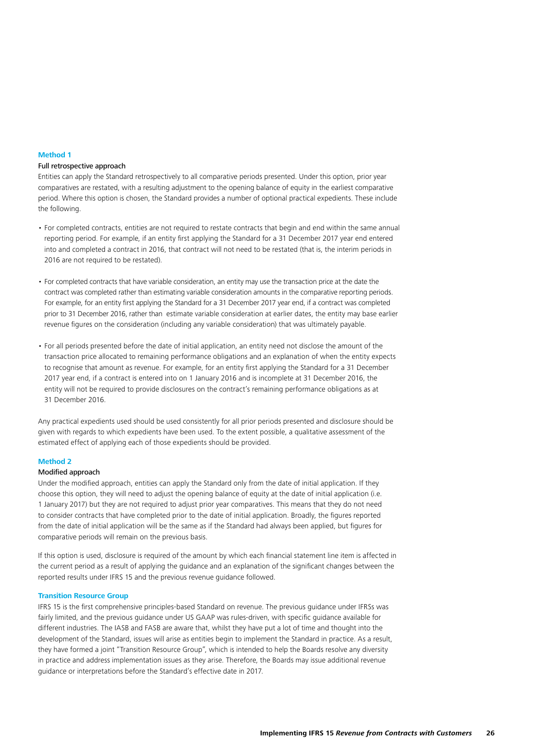### Method 1

#### Full retrospective approach

Entities can apply the Standard retrospectively to all comparative periods presented. Under this option, prior year comparatives are restated, with a resulting adjustment to the opening balance of equity in the earliest comparative period. Where this option is chosen, the Standard provides a number of optional practical expedients. These include the following.

- For completed contracts, entities are not required to restate contracts that begin and end within the same annual reporting period. For example, if an entity first applying the Standard for a 31 December 2017 year end entered into and completed a contract in 2016, that contract will not need to be restated (that is, the interim periods in 2016 are not required to be restated).
- For completed contracts that have variable consideration, an entity may use the transaction price at the date the contract was completed rather than estimating variable consideration amounts in the comparative reporting periods. For example, for an entity first applying the Standard for a 31 December 2017 year end, if a contract was completed prior to 31 December 2016, rather than estimate variable consideration at earlier dates, the entity may base earlier revenue figures on the consideration (including any variable consideration) that was ultimately payable.
- For all periods presented before the date of initial application, an entity need not disclose the amount of the transaction price allocated to remaining performance obligations and an explanation of when the entity expects to recognise that amount as revenue. For example, for an entity first applying the Standard for a 31 December 2017 year end, if a contract is entered into on 1 January 2016 and is incomplete at 31 December 2016, the entity will not be required to provide disclosures on the contract's remaining performance obligations as at 31 December 2016.

Any practical expedients used should be used consistently for all prior periods presented and disclosure should be given with regards to which expedients have been used. To the extent possible, a qualitative assessment of the estimated effect of applying each of those expedients should be provided.

### Method 2

#### Modified approach

Under the modified approach, entities can apply the Standard only from the date of initial application. If they choose this option, they will need to adjust the opening balance of equity at the date of initial application (i.e. 1 January 2017) but they are not required to adjust prior year comparatives. This means that they do not need to consider contracts that have completed prior to the date of initial application. Broadly, the figures reported from the date of initial application will be the same as if the Standard had always been applied, but figures for comparative periods will remain on the previous basis.

If this option is used, disclosure is required of the amount by which each financial statement line item is affected in the current period as a result of applying the guidance and an explanation of the significant changes between the reported results under IFRS 15 and the previous revenue guidance followed.

### Transition Resource Group

IFRS 15 is the first comprehensive principles-based Standard on revenue. The previous guidance under IFRSs was fairly limited, and the previous guidance under US GAAP was rules-driven, with specific guidance available for different industries. The IASB and FASB are aware that, whilst they have put a lot of time and thought into the development of the Standard, issues will arise as entities begin to implement the Standard in practice. As a result, they have formed a joint "Transition Resource Group", which is intended to help the Boards resolve any diversity in practice and address implementation issues as they arise. Therefore, the Boards may issue additional revenue guidance or interpretations before the Standard's effective date in 2017.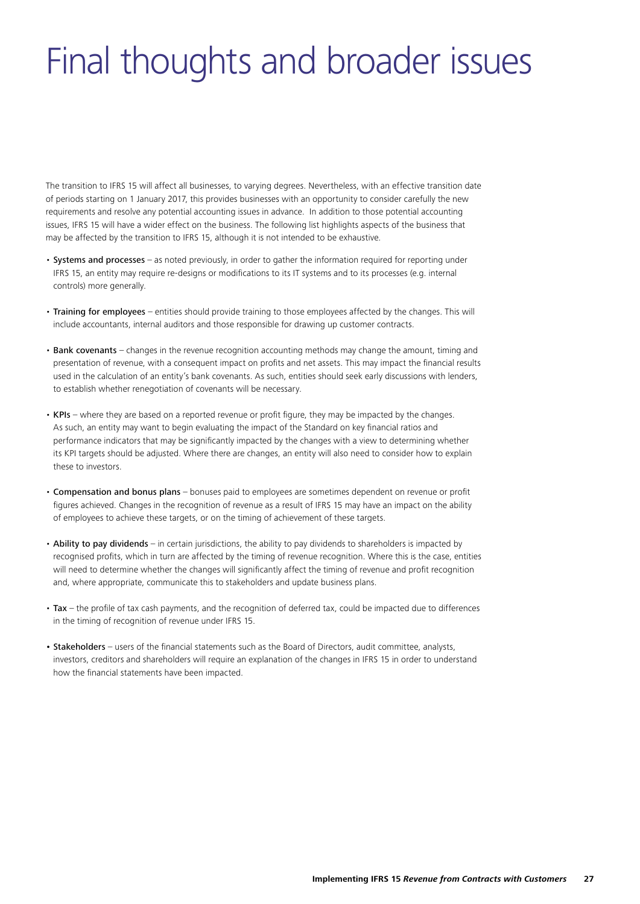# Final thoughts and broader issues

The transition to IFRS 15 will affect all businesses, to varying degrees. Nevertheless, with an effective transition date of periods starting on 1 January 2017, this provides businesses with an opportunity to consider carefully the new requirements and resolve any potential accounting issues in advance. In addition to those potential accounting issues, IFRS 15 will have a wider effect on the business. The following list highlights aspects of the business that may be affected by the transition to IFRS 15, although it is not intended to be exhaustive.

- **Systems and processes** – as noted previously, in order to gather the information required for reporting under IFRS 15, an entity may require re-designs or modifications to its IT systems and to its processes (e.g. internal controls) more generally.
- **Training for employees** – entities should provide training to those employees affected by the changes. This will include accountants, internal auditors and those responsible for drawing up customer contracts.
- **Bank covenants** – changes in the revenue recognition accounting methods may change the amount, timing and presentation of revenue, with a consequent impact on profits and net assets. This may impact the financial results used in the calculation of an entity's bank covenants. As such, entities should seek early discussions with lenders, to establish whether renegotiation of covenants will be necessary.
- **KPIs** – where they are based on a reported revenue or profit figure, they may be impacted by the changes. As such, an entity may want to begin evaluating the impact of the Standard on key financial ratios and performance indicators that may be significantly impacted by the changes with a view to determining whether its KPI targets should be adjusted. Where there are changes, an entity will also need to consider how to explain these to investors.
- **Compensation and bonus plans** – bonuses paid to employees are sometimes dependent on revenue or profit figures achieved. Changes in the recognition of revenue as a result of IFRS 15 may have an impact on the ability of employees to achieve these targets, or on the timing of achievement of these targets.
- **Ability to pay dividends** – in certain jurisdictions, the ability to pay dividends to shareholders is impacted by recognised profits, which in turn are affected by the timing of revenue recognition. Where this is the case, entities will need to determine whether the changes will significantly affect the timing of revenue and profit recognition and, where appropriate, communicate this to stakeholders and update business plans.
- **Tax** – the profile of tax cash payments, and the recognition of deferred tax, could be impacted due to differences in the timing of recognition of revenue under IFRS 15.
- **Stakeholders** – users of the financial statements such as the Board of Directors, audit committee, analysts, investors, creditors and shareholders will require an explanation of the changes in IFRS 15 in order to understand how the financial statements have been impacted.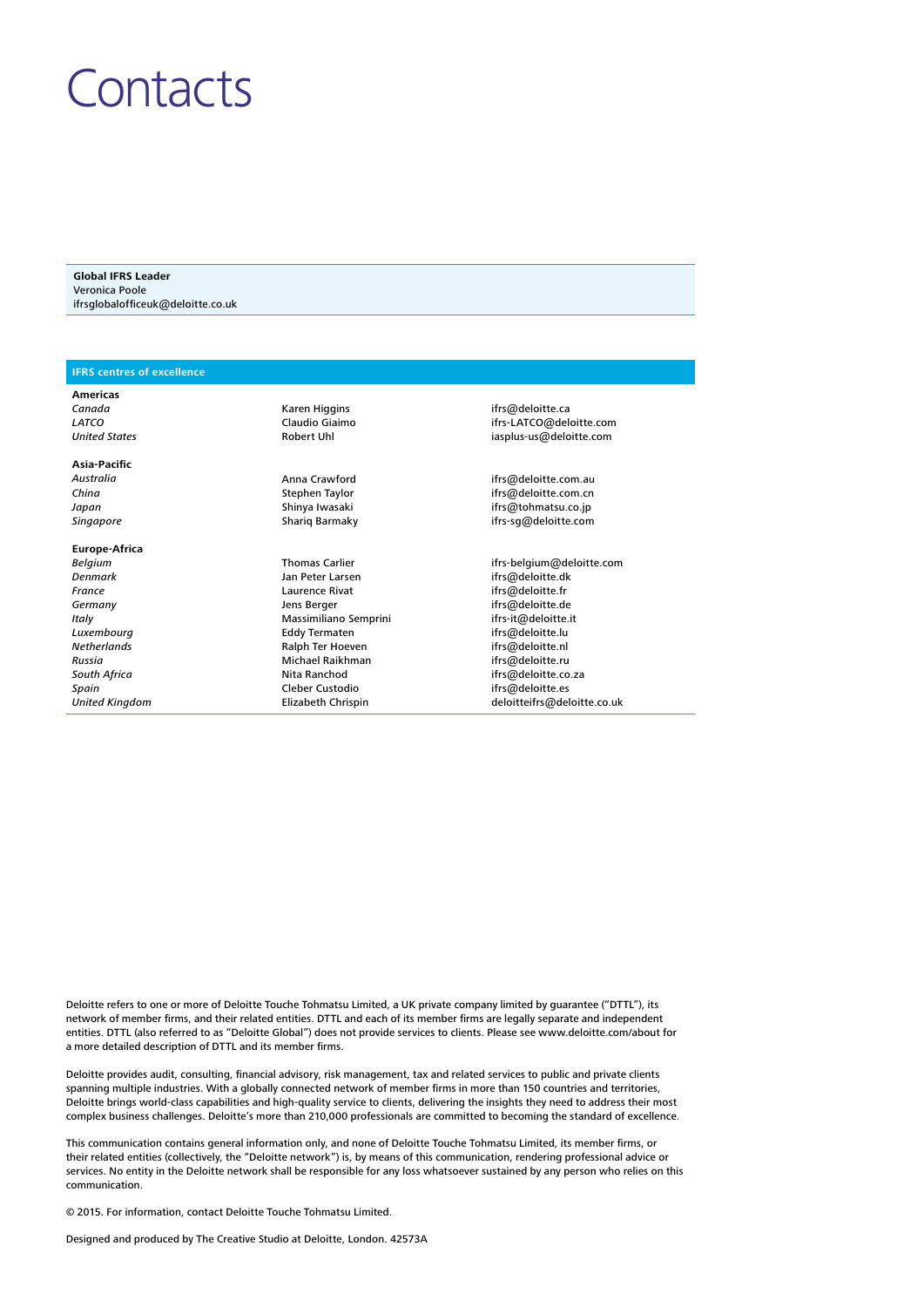# Contacts

**Global IFRS Leader**
Veronica Poole
ifrsglobalofficeuk@deloitte.co.uk

| IFRS centres of excellence | | |
|---|---|---|
| **Americas** | | |
| *Canada* | Karen Higgins | ifrs@deloitte.ca |
| *LATCO* | Claudio Giaimo | ifrs-LATCO@deloitte.com |
| *United States* | Robert Uhl | iasplus-us@deloitte.com |
| **Asia-Pacific** | | |
| *Australia* | Anna Crawford | ifrs@deloitte.com.au |
| *China* | Stephen Taylor | ifrs@deloitte.com.cn |
| *Japan* | Shinya Iwasaki | ifrs@tohmatsu.co.jp |
| *Singapore* | Shariq Barmaky | ifrs-sg@deloitte.com |
| **Europe-Africa** | | |
| *Belgium* | Thomas Carlier | ifrs-belgium@deloitte.com |
| *Denmark* | Jan Peter Larsen | ifrs@deloitte.dk |
| *France* | Laurence Rivat | ifrs@deloitte.fr |
| *Germany* | Jens Berger | ifrs@deloitte.de |
| *Italy* | Massimiliano Semprini | ifrs-it@deloitte.it |
| *Luxembourg* | Eddy Termaten | ifrs@deloitte.lu |
| *Netherlands* | Ralph Ter Hoeven | ifrs@deloitte.nl |
| *Russia* | Michael Raikhman | ifrs@deloitte.ru |
| *South Africa* | Nita Ranchod | ifrs@deloitte.co.za |
| *Spain* | Cleber Custodio | ifrs@deloitte.es |
| *United Kingdom* | Elizabeth Chrispin | deloitteifrs@deloitte.co.uk |

Deloitte refers to one or more of Deloitte Touche Tohmatsu Limited, a UK private company limited by guarantee ("DTTL"), its network of member firms, and their related entities. DTTL and each of its member firms are legally separate and independent entities. DTTL (also referred to as "Deloitte Global") does not provide services to clients. Please see www.deloitte.com/about for a more detailed description of DTTL and its member firms.

Deloitte provides audit, consulting, financial advisory, risk management, tax and related services to public and private clients spanning multiple industries. With a globally connected network of member firms in more than 150 countries and territories, Deloitte brings world-class capabilities and high-quality service to clients, delivering the insights they need to address their most complex business challenges. Deloitte's more than 210,000 professionals are committed to becoming the standard of excellence.

This communication contains general information only, and none of Deloitte Touche Tohmatsu Limited, its member firms, or their related entities (collectively, the "Deloitte network") is, by means of this communication, rendering professional advice or services. No entity in the Deloitte network shall be responsible for any loss whatsoever sustained by any person who relies on this communication.

© 2015. For information, contact Deloitte Touche Tohmatsu Limited.

Designed and produced by The Creative Studio at Deloitte, London. 42573A